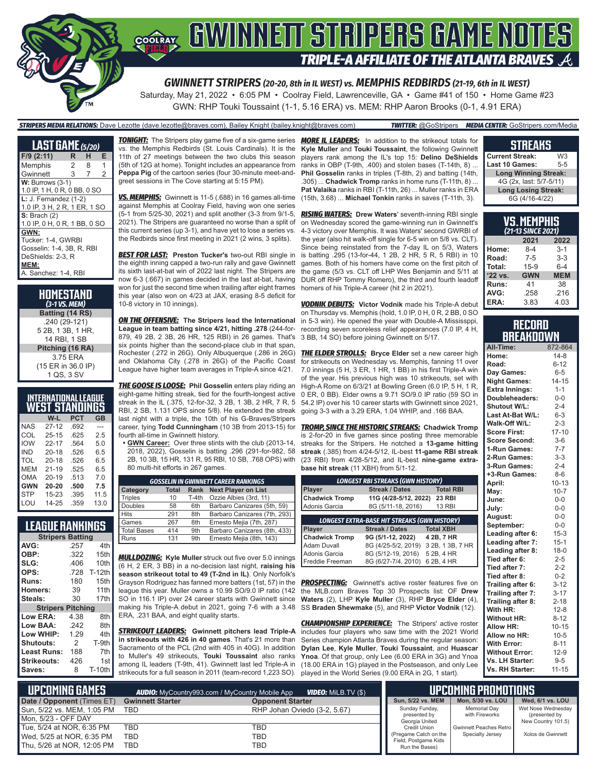# GWINNETT STRIPERS GAME NOTES

## TRIPLE-A AFFILIATE OF THE ATLANTA BRAVES

### GWINNETT STRIPERS (20-20, 8th in IL WEST) vs. MEMPHIS REDBIRDS (21-19, 6th in IL WEST)

Saturday, May 21, 2022 • 6:05 PM • Coolray Field, Lawrenceville, GA • Game #41 of 150 • Home Game #23

GWN: RHP Touki Toussaint (1-1, 5.16 ERA) vs. MEM: RHP Aaron Brooks (0-1, 4.91 ERA)

**STRIPERS MEDIA RELATIONS:** Dave Lezotte (dave.lezotte@braves.com), Bailey Knight (bailey.knight@braves.com) **TWITTER:** @GoStripers **MEDIA CENTER:** GoStripers.com/Media

## LAST GAME (5/20)

| F/9 (2:11) | R | H | E |
|---|---|---|---|
| Memphis | 2 | 8 | 1 |
| Gwinnett | 3 | 7 | 2 |

**W:** Burrows (3-1)
1.0 IP, 1 H, 0 R, 0 BB, 0 SO

**L:** J. Fernandez (1-2)
1.0 IP, 3 H, 2 R, 1 ER, 1 SO

**S:** Brach (2)
1.0 IP, 0 H, 0 R, 1 BB, 0 SO

**GWN:**
Tucker: 1-4, GWRBI
Gosselin: 1-4, 3B, R, RBI
DeShields: 2-3, R

**MEM:**
A. Sanchez: 1-4, RBI

## HOMESTAND (3-1 VS. MEM)

**Batting (14 RS)**
.240 (29-121)
5 2B, 1 3B, 1 HR,
14 RBI, 1 SB

**Pitching (16 RA)**
3.75 ERA
(15 ER in 36.0 IP)
1 QS, 3 SV

## INTERNATIONAL LEAGUE WEST STANDINGS

| | W-L | PCT | GB |
|---|---|---|---|
| NAS | 27-12 | .692 | --- |
| COL | 25-15 | .625 | 2.5 |
| IOW | 22-17 | .564 | 5.0 |
| IND | 20-18 | .526 | 6.5 |
| TOL | 20-18 | .526 | 6.5 |
| MEM | 21-19 | .525 | 6.5 |
| OMA | 20-19 | .513 | 7.0 |
| **GWN** | **20-20** | **.500** | **7.5** |
| STP | 15-23 | .395 | 11.5 |
| LOU | 14-25 | .359 | 13.0 |

## LEAGUE RANKINGS

| Stripers Batting | | |
|---|---|---|
| AVG: | .257 | 4th |
| OBP: | .322 | 15th |
| SLG: | .406 | 10th |
| OPS: | .728 | T-12th |
| Runs: | 180 | 15th |
| Homers: | 39 | 11th |
| Steals: | 30 | 17th |
| **Stripers Pitching** | | |
| Low ERA: | 4.38 | 8th |
| Low BAA: | .242 | 8th |
| Low WHIP: | 1.29 | 4th |
| Shutouts: | 2 | T-9th |
| Least Runs: | 188 | 7th |
| Strikeouts: | 426 | 1st |
| Saves: | 8 | T-10th |

**TONIGHT:** The Stripers play game five of a six-game series vs. the Memphis Redbirds (St. Louis Cardinals). It is the 11th of 27 meetings between the two clubs this season (5th of 12G at home). Tonight includes an appearance from **Peppa Pig** of the cartoon series (four 30-minute meet-and-greet sessions in The Cove starting at 5:15 PM).

**VS. MEMPHIS:** Gwinnett is 11-5 (.688) in 16 games all-time against Memphis at Coolray Field, having won one series (5-1 from 5/25-30, 2021) and split another (3-3 from 9/1-5, 2021). The Stripers are guaranteed no worse than a split of this current series (up 3-1), and have yet to lose a series vs. the Redbirds since first meeting in 2021 (2 wins, 3 splits).

**BEST FOR LAST:** **Preston Tucker's** two-out RBI single in the eighth inning capped a two-run rally and gave Gwinnett its sixth last-at-bat win of 2022 last night. The Stripers are now 6-3 (.667) in games decided in the last at-bat, having won for just the second time when trailing after eight frames this year (also won on 4/23 at JAX, erasing 8-5 deficit for 10-8 victory in 10 innings).

**ON THE OFFENSIVE:** **The Stripers lead the International League in team batting since 4/21, hitting .278** (244-for-879, 49 2B, 2 3B, 26 HR, 125 RBI) in 26 games. That's six points higher than the second-place club in that span, Rochester (.272 in 26G). Only Albuquerque (.286 in 26G) and Oklahoma City (.278 in 26G) of the Pacific Coast League have higher team averages in Triple-A since 4/21.

**THE GOOSE IS LOOSE:** **Phil Gosselin** enters play riding an eight-game hitting streak, tied for the fourth-longest active streak in the IL (.375, 12-for-32, 3 2B, 1 3B, 2 HR, 7 R, 5 RBI, 2 SB, 1.131 OPS since 5/8). He extended the streak last night with a triple, the 10th of his G-Braves/Stripers career, tying **Todd Cunningham** (10 3B from 2013-15) for fourth all-time in Gwinnett history.

- **GWN Career:** Over three stints with the club (2013-14, 2018, 2022), Gosselin is batting .296 (291-for-982, 58 2B, 10 3B, 15 HR, 131 R, 95 RBI, 10 SB, .768 OPS) with 80 multi-hit efforts in 267 games.

| GOSSELIN IN GWINNETT CAREER RANKINGS | | | |
|---|---|---|---|
| Category | Total | Rank | Next Player on List |
| Triples | 10 | T-4th | Ozzie Albies (3rd, 11) |
| Doubles | 58 | 6th | Barbaro Canizares (5th, 59) |
| Hits | 291 | 8th | Barbaro Canizares (7th, 293) |
| Games | 267 | 8th | Ernesto Mejia (7th, 287) |
| Total Bases | 414 | 9th | Barbaro Canizares (8th, 433) |
| Runs | 131 | 9th | Ernesto Mejia (8th, 143) |

**MULLDOZING:** **Kyle Muller** struck out five over 5.0 innings (6 H, 2 ER, 3 BB) in a no-decision last night, **raising his season strikeout total to 49 (T-2nd in IL)**. Only Norfolk's Grayson Rodriguez has fanned more batters (1st, 57) in the league this year. Muller owns a 10.99 SO/9.0 IP ratio (142 SO in 116.1 IP) over 24 career starts with Gwinnett since making his Triple-A debut in 2021, going 7-6 with a 3.48 ERA, .231 BAA, and eight quality starts.

**STRIKEOUT LEADERS:** **Gwinnett pitchers lead Triple-A in strikeouts with 426 in 40 games**. That's 21 more than Sacramento of the PCL (2nd with 405 in 40G). In addition to Muller's 49 strikeouts, **Touki Toussaint** also ranks among IL leaders (T-9th, 41). Gwinnett last led Triple-A in strikeouts for a full season in 2011 (team-record 1,223 SO).

**MORE IL LEADERS:** In addition to the strikeout totals for **Kyle Muller** and **Touki Toussaint**, other Gwinnett players rank among the IL's top 15: **Delino DeShields** ranks in OBP (T-9th, .400) and stolen bases (T-14th, 8) ... **Phil Gosselin** ranks in triples (T-8th, 2) and batting (14th, .305) ... **Chadwick Tromp** ranks in home runs (T-11th, 8) ... **Pat Valaika** ranks in RBI (T-11th, 26) ... Muller ranks in ERA (15th, 3.68) ... **Michael Tonkin** ranks in saves (T-11th, 3).

**RISING WATERS:** **Drew Waters**' seventh-inning RBI single on Wednesday scored the game-winning run in Gwinnett's 4-3 victory over Memphis. It was Waters' second GWRBI of the year (also hit walk-off single for 6-5 win on 5/8 vs. CLT). Since being reinstated from the 7-day IL on 5/3, Waters is batting .295 (13-for-44, 1 2B, 2 HR, 5 R, 5 RBI) in 10 games. Both of his homers have come on the first pitch of the game (5/3 vs. CLT off LHP Wes Benjamin and 5/11 at DUR off RHP Tommy Romero), the third and fourth leadoff homers of his Triple-A career (hit 2 in 2021).

**VODNIK DEBUTS:** **Victor Vodnik** made his Triple-A debut on Thursday vs. Memphis (hold, 1.0 IP, 0 H, 0 R, 2 BB, 0 SO in 5-3 win). He opened the year with Double-A Mississippi, recording seven scoreless relief appearances (7.0 IP, 4 H, 3 BB, 14 SO) before joining Gwinnett on 5/17.

**THE ELDER STROLLS:** **Bryce Elder** set a new career high for strikeouts on Wednesday vs. Memphis, fanning 11 over 7.0 innings (5 H, 3 ER, 1 HR, 1 BB) in his first Triple-A win of the year. His previous high was 10 strikeouts, set with High-A Rome on 6/3/21 at Bowling Green (6.0 IP, 5 H, 1 R, 0 ER, 0 BB). Elder owns a 9.71 SO/9.0 IP ratio (59 SO in 54.2 IP) over his 10 career starts with Gwinnett since 2021, going 3-3 with a 3.29 ERA, 1.04 WHIP, and .166 BAA.

**TROMP, SINCE THE HISTORIC STREAKS:** **Chadwick Tromp** is 2-for-20 in five games since posting three memorable streaks for the Stripers. He notched a **13-game hitting streak** (.385) from 4/24-5/12, IL-best **11-game RBI streak** (23 RBI) from 4/28-5/12, and IL-best **nine-game extra-base hit streak** (11 XBH) from 5/1-12.

| LONGEST RBI STREAKS (GWN HISTORY) | | |
|---|---|---|
| Player | Streak / Dates | Total RBI |
| **Chadwick Tromp** | **11G (4/28-5/12, 2022)** | **23 RBI** |
| Adonis Garcia | 8G (5/11-18, 2016) | 13 RBI |

| LONGEST EXTRA-BASE HIT STREAKS (GWN HISTORY) | | |
|---|---|---|
| Player | Streak / Dates | Total XBH |
| **Chadwick Tromp** | **9G (5/1-12, 2022)** | **4 2B, 7 HR** |
| Adam Duvall | 8G (4/25-5/2, 2019) | 3 2B, 1 3B, 7 HR |
| Adonis Garcia | 8G (5/12-19, 2016) | 5 2B, 4 HR |
| Freddie Freeman | 8G (6/27-7/4, 2010) | 6 2B, 4 HR |

**PROSPECTING:** Gwinnett's active roster features five on the MLB.com Braves Top 30 Prospects list: OF **Drew Waters** (2), LHP **Kyle Muller** (3), RHP **Bryce Elder** (4), SS **Braden Shewmake** (5), and RHP **Victor Vodnik** (12).

**CHAMPIONSHIP EXPERIENCE:** The Stripers' active roster includes four players who saw time with the 2021 World Series champion Atlanta Braves during the regular season: **Dylan Lee**, **Kyle Muller**, **Touki Toussaint**, and **Huascar Ynoa**. Of that group, only Lee (6.00 ERA in 3G) and Ynoa (18.00 ERA in 1G) played in the Postseason, and only Lee played in the World Series (9.00 ERA in 2G, 1 start).

## STREAKS

| | |
|---|---|
| Current Streak: | W3 |
| Last 10 Games: | 5-5 |
| **Long Winning Streak:** | |
| 4G (2x, last: 5/7-5/11) | |
| **Long Losing Streak:** | |
| 6G (4/16-4/22) | |

## VS. MEMPHIS (21-13 SINCE 2021)

| | 2021 | 2022 |
|---|---|---|
| Home: | 8-4 | 3-1 |
| Road: | 7-5 | 3-3 |
| Total: | 15-9 | 6-4 |
| '22 vs. | GWN | MEM |
| Runs: | 41 | 38 |
| AVG: | .258 | .216 |
| ERA: | 3.83 | 4.03 |

## RECORD BREAKDOWN

| | |
|---|---|
| All-Time: | 872-864 |
| Home: | 14-8 |
| Road: | 6-12 |
| Day Games: | 6-5 |
| Night Games: | 14-15 |
| Extra Innings: | 1-1 |
| Doubleheaders: | 0-0 |
| Shutout W/L: | 2-4 |
| Last At-Bat W/L: | 6-3 |
| Walk-Off W/L: | 2-3 |
| Score First: | 17-10 |
| Score Second: | 3-6 |
| 1-Run Games: | 7-7 |
| 2-Run Games: | 3-3 |
| 3-Run Games: | 2-4 |
| +3-Run Games: | 8-6 |
| April: | 10-13 |
| May: | 10-7 |
| June: | 0-0 |
| July: | 0-0 |
| August: | 0-0 |
| September: | 0-0 |
| Leading after 6: | 15-3 |
| Leading after 7: | 15-1 |
| Leading after 8: | 18-0 |
| Tied after 6: | 2-5 |
| Tied after 7: | 2-2 |
| Tied after 8: | 0-2 |
| Trailing after 6: | 3-12 |
| Trailing after 7: | 3-17 |
| Trailing after 8: | 2-18 |
| With HR: | 12-8 |
| Without HR: | 8-12 |
| Allow HR: | 10-15 |
| Allow no HR: | 10-5 |
| With Error: | 8-11 |
| Without Error: | 12-9 |
| Vs. LH Starter: | 9-5 |
| Vs. RH Starter: | 11-15 |

## UPCOMING GAMES

**AUDIO:** MyCountry993.com / MyCountry Mobile App **VIDEO:** MiLB.TV ($)

| Date / Opponent (Times ET) | Gwinnett Starter | Opponent Starter |
|---|---|---|
| Sun, 5/22 vs. MEM, 1:05 PM | TBD | RHP Johan Oviedo (3-2, 5.67) |
| Mon, 5/23 - OFF DAY | | |
| Tue, 5/24 at NOR, 6:35 PM | TBD | TBD |
| Wed, 5/25 at NOR, 6:35 PM | TBD | TBD |
| Thu, 5/26 at NOR, 12:05 PM | TBD | TBD |

## UPCOMING PROMOTIONS

| Sun, 5/22 vs. MEM | Mon, 5/30 vs. LOU | Wed, 6/1 vs. LOU |
|---|---|---|
| Sunday Funday, presented by Georgia United Credit Union (Pregame Catch on the Field, Postgame Kids Run the Bases) | Memorial Day with Fireworks<br><br>Gwinnett Peaches Retro Specialty Jersey | Wet Nose Wednesday (presented by New Country 101.5)<br><br>Xolos de Gwinnett |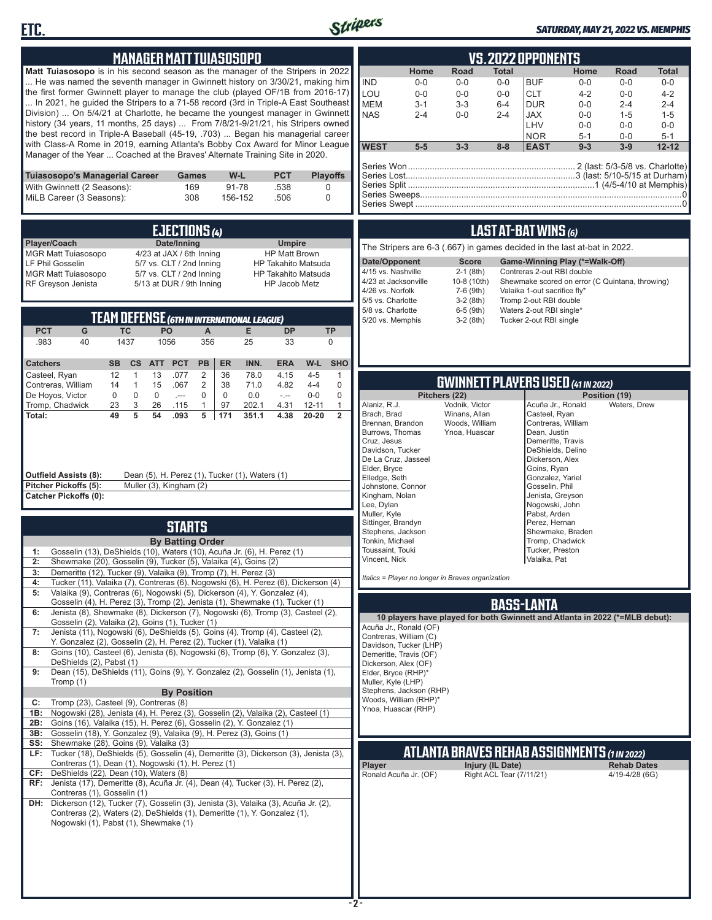## MANAGER MATT TUIASOSOPO

**Matt Tuiasosopo** is in his second season as the manager of the Stripers in 2022 ... He was named the seventh manager in Gwinnett history on 3/30/21, making him the first former Gwinnett player to manage the club (played OF/1B from 2016-17) ... In 2021, he guided the Stripers to a 71-58 record (3rd in Triple-A East Southeast Division) ... On 5/4/21 at Charlotte, he became the youngest manager in Gwinnett history (34 years, 11 months, 25 days) ... From 7/8/21-9/21/21, his Stripers owned the best record in Triple-A Baseball (45-19, .703) ... Began his managerial career with Class-A Rome in 2019, earning Atlanta's Bobby Cox Award for Minor League Manager of the Year ... Coached at the Braves' Alternate Training Site in 2020.

| Tuiasosopo's Managerial Career | Games | W-L | PCT | Playoffs |
|---|---|---|---|---|
| With Gwinnett (2 Seasons): | 169 | 91-78 | .538 | 0 |
| MiLB Career (3 Seasons): | 308 | 156-152 | .506 | 0 |

## EJECTIONS (4)

| Player/Coach | Date/Inning | Umpire |
|---|---|---|
| MGR Matt Tuiasosopo | 4/23 at JAX / 6th Inning | HP Matt Brown |
| LF Phil Gosselin | 5/7 vs. CLT / 2nd Inning | HP Takahito Matsuda |
| MGR Matt Tuiasosopo | 5/7 vs. CLT / 2nd Inning | HP Takahito Matsuda |
| RF Greyson Jenista | 5/13 at DUR / 9th Inning | HP Jacob Metz |

## TEAM DEFENSE (6TH IN INTERNATIONAL LEAGUE)

| PCT | G | TC | PO | A | E | DP | TP |
|---|---|---|---|---|---|---|---|
| .983 | 40 | 1437 | 1056 | 356 | 25 | 33 | 0 |

| Catchers | SB | CS | ATT | PCT | PB | ER | INN. | ERA | W-L | SHO |
|---|---|---|---|---|---|---|---|---|---|---|
| Casteel, Ryan | 12 | 1 | 13 | .077 | 2 | 36 | 78.0 | 4.15 | 4-5 | 1 |
| Contreras, William | 14 | 1 | 15 | .067 | 2 | 38 | 71.0 | 4.82 | 4-4 | 0 |
| De Hoyos, Victor | 0 | 0 | 0 | .--- | 0 | 0 | 0.0 | -.-- | 0-0 | 0 |
| Tromp, Chadwick | 23 | 3 | 26 | .115 | 1 | 97 | 202.1 | 4.31 | 12-11 | 1 |
| **Total:** | **49** | **5** | **54** | **.093** | **5** | **171** | **351.1** | **4.38** | **20-20** | **2** |

**Outfield Assists (8):** Dean (5), H. Perez (1), Tucker (1), Waters (1)
**Pitcher Pickoffs (5):** Muller (3), Kingham (2)
**Catcher Pickoffs (0):**

## STARTS

**By Batting Order**

| | |
|---|---|
| 1: | Gosselin (13), DeShields (10), Waters (10), Acuña Jr. (6), H. Perez (1) |
| 2: | Shewmake (20), Gosselin (9), Tucker (5), Valaika (4), Goins (2) |
| 3: | Demeritte (12), Tucker (9), Valaika (9), Tromp (7), H. Perez (3) |
| 4: | Tucker (11), Valaika (7), Contreras (6), Nogowski (6), H. Perez (6), Dickerson (4) |
| 5: | Valaika (9), Contreras (6), Nogowski (5), Dickerson (4), Y. Gonzalez (4), Gosselin (4), H. Perez (3), Tromp (2), Jenista (1), Shewmake (1), Tucker (1) |
| 6: | Jenista (8), Shewmake (8), Dickerson (7), Nogowski (6), Tromp (3), Casteel (2), Gosselin (2), Valaika (2), Goins (1), Tucker (1) |
| 7: | Jenista (11), Nogowski (6), DeShields (5), Goins (4), Tromp (4), Casteel (2), Y. Gonzalez (2), Gosselin (2), H. Perez (2), Tucker (1), Valaika (1) |
| 8: | Goins (10), Casteel (6), Jenista (6), Nogowski (6), Tromp (6), Y. Gonzalez (3), DeShields (2), Pabst (1) |
| 9: | Dean (15), DeShields (11), Goins (9), Y. Gonzalez (2), Gosselin (1), Jenista (1), Tromp (1) |

**By Position**

| | |
|---|---|
| C: | Tromp (23), Casteel (9), Contreras (8) |
| 1B: | Nogowski (28), Jenista (4), H. Perez (3), Gosselin (2), Valaika (2), Casteel (1) |
| 2B: | Goins (16), Valaika (15), H. Perez (6), Gosselin (2), Y. Gonzalez (1) |
| 3B: | Gosselin (18), Y. Gonzalez (9), Valaika (9), H. Perez (3), Goins (1) |
| SS: | Shewmake (28), Goins (9), Valaika (3) |
| LF: | Tucker (18), DeShields (5), Gosselin (4), Demeritte (3), Dickerson (3), Jenista (3), Contreras (1), Dean (1), Nogowski (1), H. Perez (1) |
| CF: | DeShields (22), Dean (10), Waters (8) |
| RF: | Jenista (17), Demeritte (8), Acuña Jr. (4), Dean (4), Tucker (3), H. Perez (2), Contreras (1), Gosselin (1) |
| DH: | Dickerson (12), Tucker (7), Gosselin (3), Jenista (3), Valaika (3), Acuña Jr. (2), Contreras (2), Waters (2), DeShields (1), Demeritte (1), Y. Gonzalez (1), Nogowski (1), Pabst (1), Shewmake (1) |

## VS. 2022 OPPONENTS

| | Home | Road | Total | | Home | Road | Total |
|---|---|---|---|---|---|---|---|
| IND | 0-0 | 0-0 | 0-0 | BUF | 0-0 | 0-0 | 0-0 |
| LOU | 0-0 | 0-0 | 0-0 | CLT | 4-2 | 0-0 | 4-2 |
| MEM | 3-1 | 3-3 | 6-4 | DUR | 0-0 | 2-4 | 2-4 |
| NAS | 2-4 | 0-0 | 2-4 | JAX | 0-0 | 1-5 | 1-5 |
| | | | | LHV | 0-0 | 0-0 | 0-0 |
| | | | | NOR | 5-1 | 0-0 | 5-1 |
| **WEST** | **5-5** | **3-3** | **8-8** | **EAST** | **9-3** | **3-9** | **12-12** |

Series Won .......... 2 (last: 5/3-5/8 vs. Charlotte)
Series Lost .......... 3 (last: 5/10-5/15 at Durham)
Series Split .......... 1 (4/5-4/10 at Memphis)
Series Sweeps .......... 0
Series Swept .......... 0

## LAST AT-BAT WINS (6)

The Stripers are 6-3 (.667) in games decided in the last at-bat in 2022.

| Date/Opponent | Score | Game-Winning Play (*=Walk-Off) |
|---|---|---|
| 4/15 vs. Nashville | 2-1 (8th) | Contreras 2-out RBI double |
| 4/23 at Jacksonville | 10-8 (10th) | Shewmake scored on error (C Quintana, throwing) |
| 4/26 vs. Norfolk | 7-6 (9th) | Valaika 1-out sacrifice fly* |
| 5/5 vs. Charlotte | 3-2 (8th) | Tromp 2-out RBI double |
| 5/8 vs. Charlotte | 6-5 (9th) | Waters 2-out RBI single* |
| 5/20 vs. Memphis | 3-2 (8th) | Tucker 2-out RBI single |

## GWINNETT PLAYERS USED (41 IN 2022)

| Pitchers (22) | | Position (19) | |
|---|---|---|---|
| Alaniz, R.J. | Vodnik, Victor | Acuña Jr., Ronald | Waters, Drew |
| Brach, Brad | Winans, Allan | Casteel, Ryan | |
| Brennan, Brandon | Woods, William | Contreras, William | |
| Burrows, Thomas | Ynoa, Huascar | Dean, Justin | |
| Cruz, Jesus | | Demeritte, Travis | |
| Davidson, Tucker | | DeShields, Delino | |
| De La Cruz, Jasseel | | Dickerson, Alex | |
| Elder, Bryce | | Goins, Ryan | |
| Elledge, Seth | | Gonzalez, Yariel | |
| Johnstone, Connor | | Gosselin, Phil | |
| Kingham, Nolan | | Jenista, Greyson | |
| Lee, Dylan | | Nogowski, John | |
| Muller, Kyle | | Pabst, Arden | |
| Sittinger, Brandyn | | Perez, Hernan | |
| Stephens, Jackson | | Shewmake, Braden | |
| Tonkin, Michael | | Tromp, Chadwick | |
| Toussaint, Touki | | Tucker, Preston | |
| Vincent, Nick | | Valaika, Pat | |

*Italics = Player no longer in Braves organization*

## BASS-LANTA

**10 players have played for both Gwinnett and Atlanta in 2022 (*=MLB debut):**

Acuña Jr., Ronald (OF)
Contreras, William (C)
Davidson, Tucker (LHP)
Demeritte, Travis (OF)
Dickerson, Alex (OF)
Elder, Bryce (RHP)*
Muller, Kyle (LHP)
Stephens, Jackson (RHP)
Woods, William (RHP)*
Ynoa, Huascar (RHP)

## ATLANTA BRAVES REHAB ASSIGNMENTS (1 IN 2022)

| Player | Injury (IL Date) | Rehab Dates |
|---|---|---|
| Ronald Acuña Jr. (OF) | Right ACL Tear (7/11/21) | 4/19-4/28 (6G) |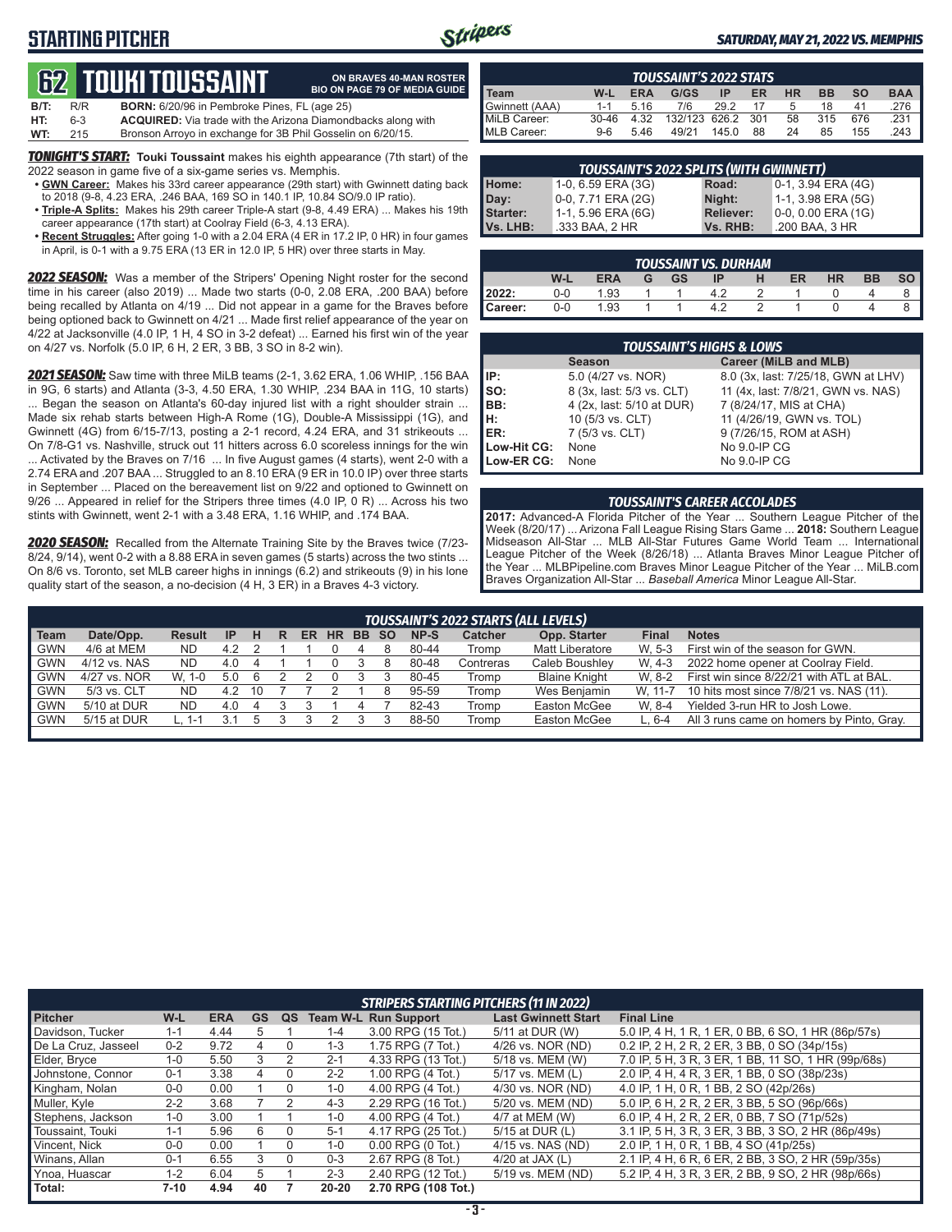# STARTING PITCHER

SATURDAY, MAY 21, 2022 VS. MEMPHIS

## 62 TOUKI TOUSSAINT

ON BRAVES 40-MAN ROSTER
BIO ON PAGE 79 OF MEDIA GUIDE

**B/T:** R/R **BORN:** 6/20/96 in Pembroke Pines, FL (age 25)
**HT:** 6-3 **ACQUIRED:** Via trade with the Arizona Diamondbacks along with
**WT:** 215 Bronson Arroyo in exchange for 3B Phil Gosselin on 6/20/15.

***TONIGHT'S START:*** **Touki Toussaint** makes his eighth appearance (7th start) of the 2022 season in game five of a six-game series vs. Memphis.

- **GWN Career:** Makes his 33rd career appearance (29th start) with Gwinnett dating back to 2018 (9-8, 4.23 ERA, .246 BAA, 169 SO in 140.1 IP, 10.84 SO/9.0 IP ratio).
- **Triple-A Splits:** Makes his 29th career Triple-A start (9-8, 4.49 ERA) ... Makes his 19th career appearance (17th start) at Coolray Field (6-3, 4.13 ERA).
- **Recent Struggles:** After going 1-0 with a 2.04 ERA (4 ER in 17.2 IP, 0 HR) in four games in April, is 0-1 with a 9.75 ERA (13 ER in 12.0 IP, 5 HR) over three starts in May.

***2022 SEASON:*** Was a member of the Stripers' Opening Night roster for the second time in his career (also 2019) ... Made two starts (0-0, 2.08 ERA, .200 BAA) before being recalled by Atlanta on 4/19 ... Did not appear in a game for the Braves before being optioned back to Gwinnett on 4/21 ... Made first relief appearance of the year on 4/22 at Jacksonville (4.0 IP, 1 H, 4 SO in 3-2 defeat) ... Earned his first win of the year on 4/27 vs. Norfolk (5.0 IP, 6 H, 2 ER, 3 BB, 3 SO in 8-2 win).

***2021 SEASON:*** Saw time with three MiLB teams (2-1, 3.62 ERA, 1.06 WHIP, .156 BAA in 9G, 6 starts) and Atlanta (3-3, 4.50 ERA, 1.30 WHIP, .234 BAA in 11G, 10 starts) ... Began the season on Atlanta's 60-day injured list with a right shoulder strain ... Made six rehab starts between High-A Rome (1G), Double-A Mississippi (1G), and Gwinnett (4G) from 6/15-7/13, posting a 2-1 record, 4.24 ERA, and 31 strikeouts ... On 7/8-G1 vs. Nashville, struck out 11 hitters across 6.0 scoreless innings for the win ... Activated by the Braves on 7/16 ... In five August games (4 starts), went 2-0 with a 2.74 ERA and .207 BAA ... Struggled to an 8.10 ERA (9 ER in 10.0 IP) over three starts in September ... Placed on the bereavement list on 9/22 and optioned to Gwinnett on 9/26 ... Appeared in relief for the Stripers three times (4.0 IP, 0 R) ... Across his two stints with Gwinnett, went 2-1 with a 3.48 ERA, 1.16 WHIP, and .174 BAA.

***2020 SEASON:*** Recalled from the Alternate Training Site by the Braves twice (7/23-8/24, 9/14), went 0-2 with a 8.88 ERA in seven games (5 starts) across the two stints ... On 8/6 vs. Toronto, set MLB career highs in innings (6.2) and strikeouts (9) in his lone quality start of the season, a no-decision (4 H, 3 ER) in a Braves 4-3 victory.

### TOUSSAINT'S 2022 STATS

| Team | W-L | ERA | G/GS | IP | ER | HR | BB | SO | BAA |
|---|---|---|---|---|---|---|---|---|---|
| Gwinnett (AAA) | 1-1 | 5.16 | 7/6 | 29.2 | 17 | 5 | 18 | 41 | .276 |
| MiLB Career: | 30-46 | 4.32 | 132/123 | 626.2 | 301 | 58 | 315 | 676 | .231 |
| MLB Career: | 9-6 | 5.46 | 49/21 | 145.0 | 88 | 24 | 85 | 155 | .243 |

### TOUSSAINT'S 2022 SPLITS (WITH GWINNETT)

| | | | |
|---|---|---|---|
| Home: | 1-0, 6.59 ERA (3G) | Road: | 0-1, 3.94 ERA (4G) |
| Day: | 0-0, 7.71 ERA (2G) | Night: | 1-1, 3.98 ERA (5G) |
| Starter: | 1-1, 5.96 ERA (6G) | Reliever: | 0-0, 0.00 ERA (1G) |
| Vs. LHB: | .333 BAA, 2 HR | Vs. RHB: | .200 BAA, 3 HR |

### TOUSSAINT VS. DURHAM

| | W-L | ERA | G | GS | IP | H | ER | HR | BB | SO |
|---|---|---|---|---|---|---|---|---|---|---|
| 2022: | 0-0 | 1.93 | 1 | 1 | 4.2 | 2 | 1 | 0 | 4 | 8 |
| Career: | 0-0 | 1.93 | 1 | 1 | 4.2 | 2 | 1 | 0 | 4 | 8 |

### TOUSSAINT'S HIGHS & LOWS

| | Season | Career (MiLB and MLB) |
|---|---|---|
| IP: | 5.0 (4/27 vs. NOR) | 8.0 (3x, last: 7/25/18, GWN at LHV) |
| SO: | 8 (3x, last: 5/3 vs. CLT) | 11 (4x, last: 7/8/21, GWN vs. NAS) |
| BB: | 4 (2x, last: 5/10 at DUR) | 7 (8/24/17, MIS at CHA) |
| H: | 10 (5/3 vs. CLT) | 11 (4/26/19, GWN vs. TOL) |
| ER: | 7 (5/3 vs. CLT) | 9 (7/26/15, ROM at ASH) |
| Low-Hit CG: | None | No 9.0-IP CG |
| Low-ER CG: | None | No 9.0-IP CG |

### TOUSSAINT'S CAREER ACCOLADES

**2017:** Advanced-A Florida Pitcher of the Week (8/20/17) ... Arizona Fall League Rising Stars Game ... **2018:** Southern League Midseason All-Star ... MLB All-Star Futures Game World Team ... International League Pitcher of the Week (8/26/18) ... Atlanta Braves Minor League Pitcher of the Year ... MLBPipeline.com Braves Minor League Pitcher of the Year ... MiLB.com Braves Organization All-Star ... *Baseball America* Minor League All-Star.

### TOUSSAINT'S 2022 STARTS (ALL LEVELS)

| Team | Date/Opp. | Result | IP | H | R | ER | HR | BB | SO | NP-S | Catcher | Opp. Starter | Final | Notes |
|---|---|---|---|---|---|---|---|---|---|---|---|---|---|---|
| GWN | 4/6 at MEM | ND | 4.2 | 2 | 1 | 1 | 0 | 4 | 8 | 80-44 | Tromp | Matt Liberatore | W, 5-3 | First win of the season for GWN. |
| GWN | 4/12 vs. NAS | ND | 4.0 | 4 | 1 | 1 | 0 | 3 | 8 | 80-48 | Contreras | Caleb Boushley | W, 4-3 | 2022 home opener at Coolray Field. |
| GWN | 4/27 vs. NOR | W, 1-0 | 5.0 | 6 | 2 | 2 | 0 | 3 | 3 | 80-45 | Tromp | Blaine Knight | W, 8-2 | First win since 8/22/21 with ATL at BAL. |
| GWN | 5/3 vs. CLT | ND | 4.2 | 10 | 7 | 7 | 2 | 1 | 8 | 95-59 | Tromp | Wes Benjamin | W, 11-7 | 10 hits most since 7/8/21 vs. NAS (11). |
| GWN | 5/10 at DUR | ND | 4.0 | 4 | 3 | 3 | 1 | 4 | 7 | 82-43 | Tromp | Easton McGee | W, 8-4 | Yielded 3-run HR to Josh Lowe. |
| GWN | 5/15 at DUR | L, 1-1 | 3.1 | 5 | 3 | 3 | 2 | 3 | 3 | 88-50 | Tromp | Easton McGee | L, 6-4 | All 3 runs came on homers by Pinto, Gray. |

### STRIPERS STARTING PITCHERS (11 IN 2022)

| Pitcher | W-L | ERA | GS | QS | Team W-L | Run Support | Last Gwinnett Start | Final Line |
|---|---|---|---|---|---|---|---|---|
| Davidson, Tucker | 1-1 | 4.44 | 5 | 1 | 1-4 | 3.00 RPG (15 Tot.) | 5/11 at DUR (W) | 5.0 IP, 4 H, 1 R, 1 ER, 0 BB, 6 SO, 1 HR (86p/57s) |
| De La Cruz, Jasseel | 0-2 | 9.72 | 4 | 0 | 1-3 | 1.75 RPG (7 Tot.) | 4/26 vs. NOR (ND) | 0.2 IP, 2 H, 2 R, 2 ER, 3 BB, 0 SO (34p/15s) |
| Elder, Bryce | 1-0 | 5.50 | 3 | 2 | 2-1 | 4.33 RPG (13 Tot.) | 5/18 vs. MEM (W) | 7.0 IP, 5 H, 3 R, 3 ER, 1 BB, 11 SO, 1 HR (99p/68s) |
| Johnstone, Connor | 0-1 | 3.38 | 4 | 0 | 2-2 | 1.00 RPG (4 Tot.) | 5/17 vs. MEM (L) | 2.0 IP, 4 H, 4 R, 3 ER, 1 BB, 0 SO (38p/23s) |
| Kingham, Nolan | 0-0 | 0.00 | 1 | 0 | 1-0 | 4.00 RPG (4 Tot.) | 4/30 vs. NOR (ND) | 4.0 IP, 1 H, 0 R, 1 BB, 2 SO (42p/26s) |
| Muller, Kyle | 2-2 | 3.68 | 7 | 2 | 4-3 | 2.29 RPG (16 Tot.) | 5/20 vs. MEM (ND) | 5.0 IP, 6 H, 2 R, 2 ER, 3 BB, 5 SO (96p/66s) |
| Stephens, Jackson | 1-0 | 3.00 | 1 | 1 | 1-0 | 4.00 RPG (4 Tot.) | 4/7 at MEM (W) | 6.0 IP, 4 H, 2 R, 2 ER, 0 BB, 7 SO (71p/52s) |
| Toussaint, Touki | 1-1 | 5.96 | 6 | 0 | 5-1 | 4.17 RPG (25 Tot.) | 5/15 at DUR (L) | 3.1 IP, 5 H, 3 R, 3 ER, 3 BB, 3 SO, 2 HR (86p/49s) |
| Vincent, Nick | 0-0 | 0.00 | 1 | 0 | 1-0 | 0.00 RPG (0 Tot.) | 4/15 vs. NAS (ND) | 2.0 IP, 1 H, 0 R, 1 BB, 4 SO (41p/25s) |
| Winans, Allan | 0-1 | 6.55 | 3 | 0 | 0-3 | 2.67 RPG (8 Tot.) | 4/20 at JAX (L) | 2.1 IP, 4 H, 6 R, 6 ER, 2 BB, 3 SO, 2 HR (59p/35s) |
| Ynoa, Huascar | 1-2 | 6.04 | 5 | 1 | 2-3 | 2.40 RPG (12 Tot.) | 5/19 vs. MEM (ND) | 5.2 IP, 4 H, 3 R, 3 ER, 2 BB, 9 SO, 2 HR (98p/66s) |
| Total: | 7-10 | 4.94 | 40 | 7 | 20-20 | 2.70 RPG (108 Tot.) | | |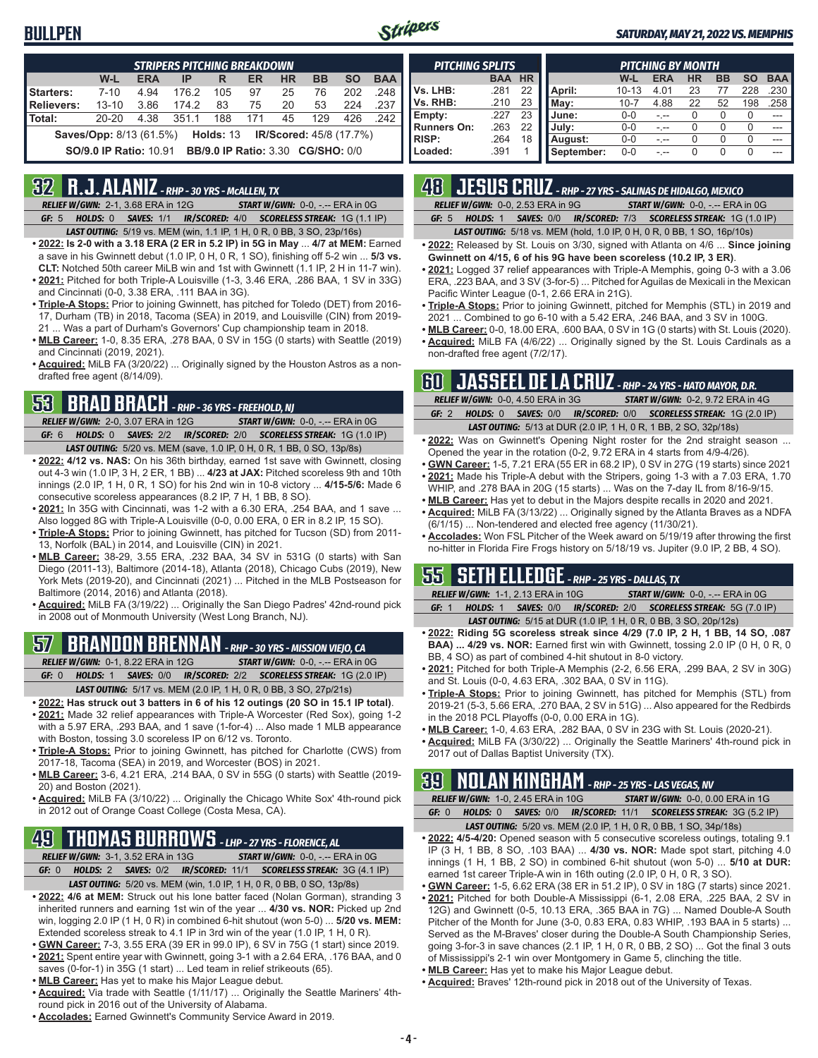# BULLPEN

*SATURDAY, MAY 21, 2022 VS. MEMPHIS*

| STRIPERS PITCHING BREAKDOWN | W-L | ERA | IP | R | ER | HR | BB | SO | BAA |
|---|---|---|---|---|---|---|---|---|---|
| Starters: | 7-10 | 4.94 | 176.2 | 105 | 97 | 25 | 76 | 202 | .248 |
| Relievers: | 13-10 | 3.86 | 174.2 | 83 | 75 | 20 | 53 | 224 | .237 |
| Total: | 20-20 | 4.38 | 351.1 | 188 | 171 | 45 | 129 | 426 | .242 |

**Saves/Opp:** 8/13 (61.5%) **Holds:** 13 **IR/Scored:** 45/8 (17.7%)
**SO/9.0 IP Ratio:** 10.91 **BB/9.0 IP Ratio:** 3.30 **CG/SHO:** 0/0

| PITCHING SPLITS | BAA | HR |
|---|---|---|
| Vs. LHB: | .281 | 22 |
| Vs. RHB: | .210 | 23 |
| Empty: | .227 | 23 |
| Runners On: | .263 | 22 |
| RISP: | .264 | 18 |
| Loaded: | .391 | 1 |

| PITCHING BY MONTH | W-L | ERA | HR | BB | SO | BAA |
|---|---|---|---|---|---|---|
| April: | 10-13 | 4.01 | 23 | 77 | 228 | .230 |
| May: | 10-7 | 4.88 | 22 | 52 | 198 | .258 |
| June: | 0-0 | -.-- | 0 | 0 | 0 | --- |
| July: | 0-0 | -.-- | 0 | 0 | 0 | --- |
| August: | 0-0 | -.-- | 0 | 0 | 0 | --- |
| September: | 0-0 | -.-- | 0 | 0 | 0 | --- |

## 32 R.J. ALANIZ - RHP - 30 YRS - McALLEN, TX

*RELIEF W/GWN:* 2-1, 3.68 ERA in 12G *START W/GWN:* 0-0, -.-- ERA in 0G
*GF:* 5 *HOLDS:* 0 *SAVES:* 1/1 *IR/SCORED:* 4/0 *SCORELESS STREAK:* 1G (1.1 IP)
*LAST OUTING:* 5/19 vs. MEM (win, 1.1 IP, 1 H, 0 R, 0 BB, 3 SO, 23p/16s)

- **2022: Is 2-0 with a 3.18 ERA (2 ER in 5.2 IP) in 5G in May** ... **4/7 at MEM:** Earned a save in his Gwinnett debut (1.0 IP, 0 H, 0 R, 1 SO), finishing off 5-2 win ... **5/3 vs. CLT:** Notched 50th career MiLB win and 1st with Gwinnett (1.1 IP, 2 H in 11-7 win).
- **2021:** Pitched for both Triple-A Louisville (1-3, 3.46 ERA, .286 BAA, 1 SV in 33G) and Cincinnati (0-0, 3.38 ERA, .111 BAA in 3G).
- **Triple-A Stops:** Prior to joining Gwinnett, has pitched for Toledo (DET) from 2016-17, Durham (TB) in 2018, Tacoma (SEA) in 2019, and Louisville (CIN) from 2019-21 ... Was a part of Durham's Governors' Cup championship team in 2018.
- **MLB Career:** 1-0, 8.35 ERA, .278 BAA, 0 SV in 15G (0 starts) with Seattle (2019) and Cincinnati (2019, 2021).
- **Acquired:** MiLB FA (3/20/22) ... Originally signed by the Houston Astros as a non-drafted free agent (8/14/09).

## 53 BRAD BRACH - RHP - 36 YRS - FREEHOLD, NJ

*RELIEF W/GWN:* 2-0, 3.07 ERA in 12G *START W/GWN:* 0-0, -.-- ERA in 0G
*GF:* 6 *HOLDS:* 0 *SAVES:* 2/2 *IR/SCORED:* 2/0 *SCORELESS STREAK:* 1G (1.0 IP)
*LAST OUTING:* 5/20 vs. MEM (save, 1.0 IP, 0 H, 0 R, 1 BB, 0 SO, 13p/8s)

- **2022: 4/12 vs. NAS:** On his 36th birthday, earned 1st save with Gwinnett, closing out 4-3 win (1.0 IP, 3 H, 2 ER, 1 BB) ... **4/23 at JAX:** Pitched scoreless 9th and 10th innings (2.0 IP, 1 H, 0 R, 1 SO) for his 2nd win in 10-8 victory ... **4/15-5/6:** Made 6 consecutive scoreless appearances (8.2 IP, 7 H, 1 BB, 8 SO).
- **2021:** In 35G with Cincinnati, was 1-2 with a 6.30 ERA, .254 BAA, and 1 save ... Also logged 8G with Triple-A Louisville (0-0, 0.00 ERA, 0 ER in 8.2 IP, 15 SO).
- **Triple-A Stops:** Prior to joining Gwinnett, has pitched for Tucson (SD) from 2011-13, Norfolk (BAL) in 2014, and Louisville (CIN) in 2021.
- **MLB Career:** 38-29, 3.55 ERA, .232 BAA, 34 SV in 531G (0 starts) with San Diego (2011-13), Baltimore (2014-18), Atlanta (2018), Chicago Cubs (2019), New York Mets (2019-20), and Cincinnati (2021) ... Pitched in the MLB Postseason for Baltimore (2014, 2016) and Atlanta (2018).
- **Acquired:** MiLB FA (3/19/22) ... Originally the San Diego Padres' 42nd-round pick in 2008 out of Monmouth University (West Long Branch, NJ).

## 57 BRANDON BRENNAN - RHP - 30 YRS - MISSION VIEJO, CA

*RELIEF W/GWN:* 0-1, 8.22 ERA in 12G *START W/GWN:* 0-0, -.-- ERA in 0G
*GF:* 0 *HOLDS:* 1 *SAVES:* 0/0 *IR/SCORED:* 2/2 *SCORELESS STREAK:* 1G (2.0 IP)
*LAST OUTING:* 5/17 vs. MEM (2.0 IP, 1 H, 0 R, 0 BB, 3 SO, 27p/21s)

- **2022: Has struck out 3 batters in 6 of his 12 outings (20 SO in 15.1 IP total)**.
- **2021:** Made 32 relief appearances with Triple-A Worcester (Red Sox), going 1-2 with a 5.97 ERA, .293 BAA, and 1 save (1-for-4) ... Also made 1 MLB appearance with Boston, tossing 3.0 scoreless IP on 6/12 vs. Toronto.
- **Triple-A Stops:** Prior to joining Gwinnett, has pitched for Charlotte (CWS) from 2017-18, Tacoma (SEA) in 2019, and Worcester (BOS) in 2021.
- **MLB Career:** 3-6, 4.21 ERA, .214 BAA, 0 SV in 55G (0 starts) with Seattle (2019-20) and Boston (2021).
- **Acquired:** MiLB FA (3/10/22) ... Originally the Chicago White Sox' 4th-round pick in 2012 out of Orange Coast College (Costa Mesa, CA).

## 49 THOMAS BURROWS - LHP - 27 YRS - FLORENCE, AL

*RELIEF W/GWN:* 3-1, 3.52 ERA in 13G *START W/GWN:* 0-0, -.-- ERA in 0G
*GF:* 0 *HOLDS:* 2 *SAVES:* 0/2 *IR/SCORED:* 11/1 *SCORELESS STREAK:* 3G (4.1 IP)
*LAST OUTING:* 5/20 vs. MEM (win, 1.0 IP, 1 H, 0 R, 0 BB, 0 SO, 13p/8s)

- **2022: 4/6 at MEM:** Struck out his lone batter faced (Nolan Gorman), stranding 3 inherited runners and earning 1st win of the year ... **4/30 vs. NOR:** Picked up 2nd win, logging 2.0 IP (1 H, 0 R) in combined 6-hit shutout (won 5-0) ... **5/20 vs. MEM:** Extended scoreless streak to 4.1 IP in 3rd win of the year (1.0 IP, 1 H, 0 R).
- **GWN Career:** 7-3, 3.55 ERA (39 ER in 99.0 IP), 6 SV in 75G (1 start) since 2019.
- **2021:** Spent entire year with Gwinnett, going 3-1 with a 2.64 ERA, .176 BAA, and 0 saves (0-for-1) in 35G (1 start) ... Led team in relief strikeouts (65).
- **MLB Career:** Has yet to make his Major League debut.
- **Acquired:** Via trade with Seattle (1/11/17) ... Originally the Seattle Mariners' 4th-round pick in 2016 out of the University of Alabama.
- **Accolades:** Earned Gwinnett's Community Service Award in 2019.

## 48 JESUS CRUZ - RHP - 27 YRS - SALINAS DE HIDALGO, MEXICO

*RELIEF W/GWN:* 0-0, 2.53 ERA in 9G *START W/GWN:* 0-0, -.-- ERA in 0G
*GF:* 5 *HOLDS:* 1 *SAVES:* 0/0 *IR/SCORED:* 7/3 *SCORELESS STREAK:* 1G (1.0 IP)
*LAST OUTING:* 5/18 vs. MEM (hold, 1.0 IP, 0 H, 0 R, 0 BB, 1 SO, 16p/10s)

- **2022:** Released by St. Louis on 3/30, signed with Atlanta on 4/6 ... **Since joining Gwinnett on 4/15, 6 of his 9G have been scoreless (10.2 IP, 3 ER)**.
- **2021:** Logged 37 relief appearances with Triple-A Memphis, going 0-3 with a 3.06 ERA, .223 BAA, and 3 SV (3-for-5) ... Pitched for Aguilas de Mexicali in the Mexican Pacific Winter League (0-1, 2.66 ERA in 21G).
- **Triple-A Stops:** Prior to joining Gwinnett, pitched for Memphis (STL) in 2019 and 2021 ... Combined to go 6-10 with a 5.42 ERA, .246 BAA, and 3 SV in 100G.
- **MLB Career:** 0-0, 18.00 ERA, .600 BAA, 0 SV in 1G (0 starts) with St. Louis (2020).
- **Acquired:** MiLB FA (4/6/22) ... Originally signed by the St. Louis Cardinals as a non-drafted free agent (7/2/17).

## 60 JASSEEL DE LA CRUZ - RHP - 24 YRS - HATO MAYOR, D.R.

*RELIEF W/GWN:* 0-0, 4.50 ERA in 3G *START W/GWN:* 0-2, 9.72 ERA in 4G
*GF:* 2 *HOLDS:* 0 *SAVES:* 0/0 *IR/SCORED:* 0/0 *SCORELESS STREAK:* 1G (2.0 IP)
*LAST OUTING:* 5/13 at DUR (2.0 IP, 1 H, 0 R, 1 BB, 2 SO, 32p/18s)

- **2022:** Was on Gwinnett's Opening Night roster for the 2nd straight season ... Opened the year in the rotation (0-2, 9.72 ERA in 4 starts from 4/9-4/26).
- **GWN Career:** 1-5, 7.21 ERA (55 ER in 68.2 IP), 0 SV in 27G (19 starts) since 2021
- **2021:** Made his Triple-A debut with the Stripers, going 1-3 with a 7.03 ERA, 1.70 WHIP, and .278 BAA in 20G (15 starts) ... Was on the 7-day IL from 8/16-9/15.
- **MLB Career:** Has yet to debut in the Majors despite recalls in 2020 and 2021.
- **Acquired:** MiLB FA (3/13/22) ... Originally signed by the Atlanta Braves as a NDFA (6/1/15) ... Non-tendered and elected free agency (11/30/21).
- **Accolades:** Won FSL Pitcher of the Week award on 5/19/19 after throwing the first no-hitter in Florida Fire Frogs history on 5/18/19 vs. Jupiter (9.0 IP, 2 BB, 4 SO).

## 55 SETH ELLEDGE - RHP - 25 YRS - DALLAS, TX

*RELIEF W/GWN:* 1-1, 2.13 ERA in 10G *START W/GWN:* 0-0, -.-- ERA in 0G
*GF:* 1 *HOLDS:* 1 *SAVES:* 0/0 *IR/SCORED:* 2/0 *SCORELESS STREAK:* 5G (7.0 IP)
*LAST OUTING:* 5/15 at DUR (1.0 IP, 1 H, 0 R, 0 BB, 3 SO, 20p/12s)

- **2022: Riding 5G scoreless streak since 4/29 (7.0 IP, 2 H, 1 BB, 14 SO, .087 BAA) ... 4/29 vs. NOR:** Earned first win with Gwinnett, tossing 2.0 IP (0 H, 0 R, 0 BB, 4 SO) as part of combined 4-hit shutout in 8-0 victory.
- **2021:** Pitched for both Triple-A Memphis (2-2, 6.56 ERA, .299 BAA, 2 SV in 30G) and St. Louis (0-0, 4.63 ERA, .302 BAA, 0 SV in 11G).
- **Triple-A Stops:** Prior to joining Gwinnett, has pitched for Memphis (STL) from 2019-21 (5-3, 5.66 ERA, .270 BAA, 2 SV in 51G) ... Also appeared for the Redbirds in the 2018 PCL Playoffs (0-0, 0.00 ERA in 1G).
- **MLB Career:** 1-0, 4.63 ERA, .282 BAA, 0 SV in 23G with St. Louis (2020-21).
- **Acquired:** MiLB FA (3/30/22) ... Originally the Seattle Mariners' 4th-round pick in 2017 out of Dallas Baptist University (TX).

## 39 NOLAN KINGHAM - RHP - 25 YRS - LAS VEGAS, NV

*RELIEF W/GWN:* 1-0, 2.45 ERA in 10G *START W/GWN:* 0-0, 0.00 ERA in 1G
*GF:* 0 *HOLDS:* 0 *SAVES:* 0/0 *IR/SCORED:* 11/1 *SCORELESS STREAK:* 3G (5.2 IP)
*LAST OUTING:* 5/20 vs. MEM (2.0 IP, 1 H, 0 R, 0 BB, 1 SO, 34p/18s)

- **2022: 4/5-4/20:** Opened season with 5 consecutive scoreless outings, totaling 9.1 IP (3 H, 1 BB, 8 SO, .103 BAA) ... **4/30 vs. NOR:** Made spot start, pitching 4.0 innings (1 H, 1 BB, 2 SO) in combined 6-hit shutout (won 5-0) ... **5/10 at DUR:** earned 1st career Triple-A win in 16th outing (2.0 IP, 0 H, 0 R, 3 SO).
- **GWN Career:** 1-5, 6.62 ERA (38 ER in 51.2 IP), 0 SV in 18G (7 starts) since 2021.
- **2021:** Pitched for both Double-A Mississippi (6-1, 2.08 ERA, .225 BAA, 2 SV in 12G) and Gwinnett (0-5, 10.13 ERA, .365 BAA in 7G) ... Named Double-A South Pitcher of the Month for June (3-0, 0.83 ERA, 0.83 WHIP, .193 BAA in 5 starts) ... Served as the M-Braves' closer during the Double-A South Championship Series, going 3-for-3 in save chances (2.1 IP, 1 H, 0 R, 0 BB, 2 SO) ... Got the final 3 outs of Mississippi's 2-1 win over Montgomery in Game 5, clinching the title.
- **MLB Career:** Has yet to make his Major League debut.
- **Acquired:** Braves' 12th-round pick in 2018 out of the University of Texas.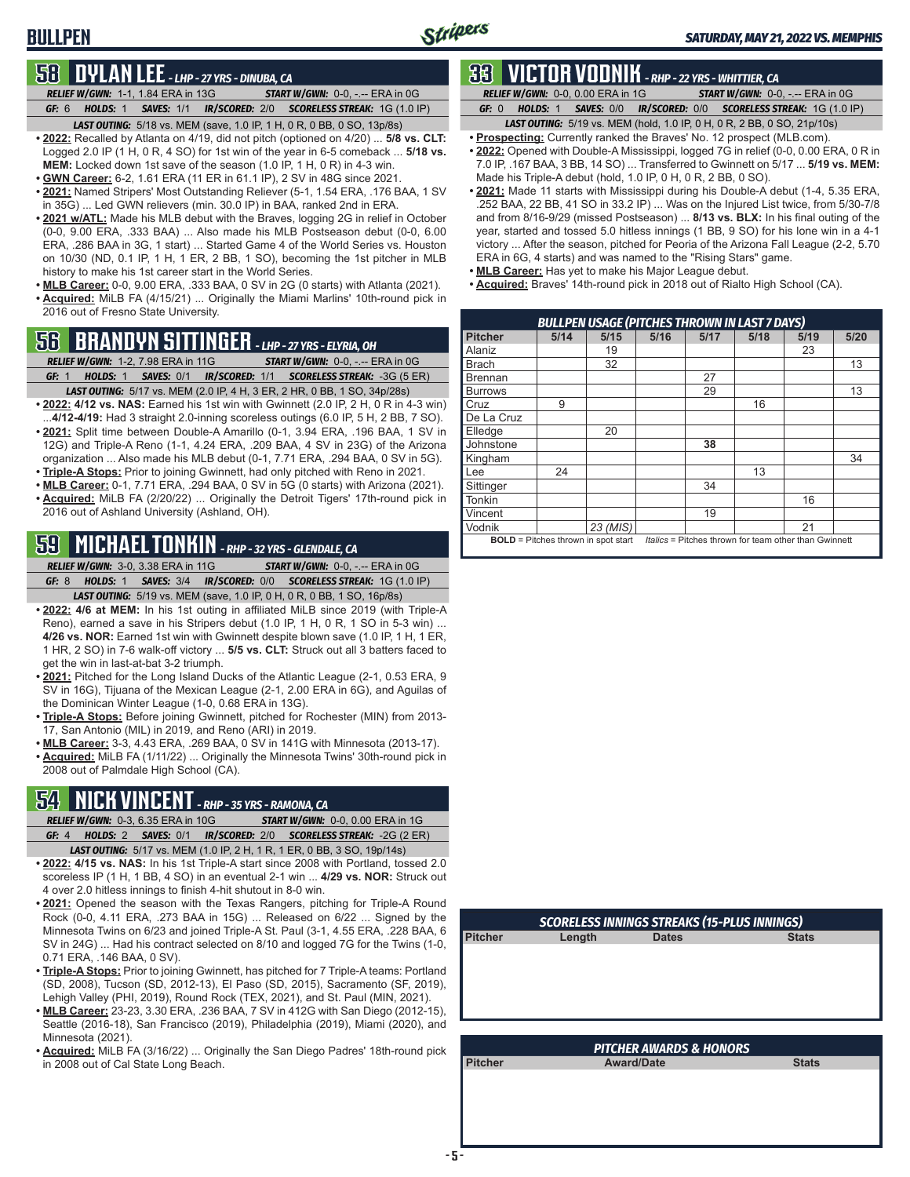# BULLPEN

*SATURDAY, MAY 21, 2022 VS. MEMPHIS*

## 58 DYLAN LEE - LHP - 27 YRS - DINUBA, CA

*RELIEF W/GWN:* 1-1, 1.84 ERA in 13G | *START W/GWN:* 0-0, -.-- ERA in 0G

*GF:* 6 | *HOLDS:* 1 | *SAVES:* 1/1 | *IR/SCORED:* 2/0 | *SCORELESS STREAK:* 1G (1.0 IP)

*LAST OUTING:* 5/18 vs. MEM (save, 1.0 IP, 1 H, 0 R, 0 BB, 0 SO, 13p/8s)

- **2022:** Recalled by Atlanta on 4/19, did not pitch (optioned on 4/20) ... **5/8 vs. CLT:** Logged 2.0 IP (1 H, 0 R, 4 SO) for 1st win of the year in 6-5 comeback ... **5/18 vs. MEM:** Locked down 1st save of the season (1.0 IP, 1 H, 0 R) in 4-3 win.
- **GWN Career:** 6-2, 1.61 ERA (11 ER in 61.1 IP), 2 SV in 48G since 2021.
- **2021:** Named Stripers' Most Outstanding Reliever (5-1, 1.54 ERA, .176 BAA, 1 SV in 35G) ... Led GWN relievers (min. 30.0 IP) in BAA, ranked 2nd in ERA.
- **2021 w/ATL:** Made his MLB debut with the Braves, logging 2G in relief in October (0-0, 9.00 ERA, .333 BAA) ... Also made his MLB Postseason debut (0-0, 6.00 ERA, .286 BAA in 3G, 1 start) ... Started Game 4 of the World Series vs. Houston on 10/30 (ND, 0.1 IP, 1 H, 1 ER, 2 BB, 1 SO), becoming the 1st pitcher in MLB history to make his 1st career start in the World Series.
- **MLB Career:** 0-0, 9.00 ERA, .333 BAA, 0 SV in 2G (0 starts) with Atlanta (2021).
- **Acquired:** MiLB FA (4/15/21) ... Originally the Miami Marlins' 10th-round pick in 2016 out of Fresno State University.

## 56 BRANDYN SITTINGER - LHP - 27 YRS - ELYRIA, OH

*RELIEF W/GWN:* 1-2, 7.98 ERA in 11G | *START W/GWN:* 0-0, -.-- ERA in 0G

*GF:* 1 | *HOLDS:* 1 | *SAVES:* 0/1 | *IR/SCORED:* 1/1 | *SCORELESS STREAK:* -3G (5 ER)

*LAST OUTING:* 5/17 vs. MEM (2.0 IP, 4 H, 3 ER, 2 HR, 0 BB, 1 SO, 34p/28s)

- **2022: 4/12 vs. NAS:** Earned his 1st win with Gwinnett (2.0 IP, 2 H, 0 R in 4-3 win) ...**4/12-4/19:** Had 3 straight 2.0-inning scoreless outings (6.0 IP, 5 H, 2 BB, 7 SO).
- **2021:** Split time between Double-A Amarillo (0-1, 3.94 ERA, .196 BAA, 1 SV in 12G) and Triple-A Reno (1-1, 4.24 ERA, .209 BAA, 4 SV in 23G) of the Arizona organization ... Also made his MLB debut (0-1, 7.71 ERA, .294 BAA, 0 SV in 5G).
- **Triple-A Stops:** Prior to joining Gwinnett, had only pitched with Reno in 2021.
- **MLB Career:** 0-1, 7.71 ERA, .294 BAA, 0 SV in 5G (0 starts) with Arizona (2021).
- **Acquired:** MiLB FA (2/20/22) ... Originally the Detroit Tigers' 17th-round pick in 2016 out of Ashland University (Ashland, OH).

## 59 MICHAEL TONKIN - RHP - 32 YRS - GLENDALE, CA

*RELIEF W/GWN:* 3-0, 3.38 ERA in 11G | *START W/GWN:* 0-0, -.-- ERA in 0G

*GF:* 8 | *HOLDS:* 1 | *SAVES:* 3/4 | *IR/SCORED:* 0/0 | *SCORELESS STREAK:* 1G (1.0 IP)

*LAST OUTING:* 5/19 vs. MEM (save, 1.0 IP, 0 H, 0 R, 0 BB, 1 SO, 16p/8s)

- **2022: 4/6 at MEM:** In his 1st outing in affiliated MiLB since 2019 (with Triple-A Reno), earned a save in his Stripers debut (1.0 IP, 1 H, 0 R, 1 SO in 5-3 win) ... **4/26 vs. NOR:** Earned 1st win with Gwinnett despite blown save (1.0 IP, 1 H, 1 ER, 1 HR, 2 SO) in 7-6 walk-off victory ... **5/5 vs. CLT:** Struck out all 3 batters faced to get the win in last-at-bat 3-2 triumph.
- **2021:** Pitched for the Long Island Ducks of the Atlantic League (2-1, 0.53 ERA, 9 SV in 16G), Tijuana of the Mexican League (2-1, 2.00 ERA in 6G), and Aguilas of the Dominican Winter League (1-0, 0.68 ERA in 13G).
- **Triple-A Stops:** Before joining Gwinnett, pitched for Rochester (MIN) from 2013-17, San Antonio (MIL) in 2019, and Reno (ARI) in 2019.
- **MLB Career:** 3-3, 4.43 ERA, .269 BAA, 0 SV in 141G with Minnesota (2013-17).
- **Acquired:** MiLB FA (1/11/22) ... Originally the Minnesota Twins' 30th-round pick in 2008 out of Palmdale High School (CA).

## 54 NICK VINCENT - RHP - 35 YRS - RAMONA, CA

*RELIEF W/GWN:* 0-3, 6.35 ERA in 10G | *START W/GWN:* 0-0, 0.00 ERA in 1G

*GF:* 4 | *HOLDS:* 2 | *SAVES:* 0/1 | *IR/SCORED:* 2/0 | *SCORELESS STREAK:* -2G (2 ER)

*LAST OUTING:* 5/17 vs. MEM (1.0 IP, 2 H, 1 R, 1 ER, 0 BB, 3 SO, 19p/14s)

- **2022: 4/15 vs. NAS:** In his 1st Triple-A start since 2008 with Portland, tossed 2.0 scoreless IP (1 H, 1 BB, 4 SO) in an eventual 2-1 win ... **4/29 vs. NOR:** Struck out 4 over 2.0 hitless innings to finish 4-hit shutout in 8-0 win.
- **2021:** Opened the season with the Texas Rangers, pitching for Triple-A Round Rock (0-0, 4.11 ERA, .273 BAA in 15G) ... Released on 6/22 ... Signed by the Minnesota Twins on 6/23 and joined Triple-A St. Paul (3-1, 4.55 ERA, .228 BAA, 6 SV in 24G) ... Had his contract selected on 8/10 and logged 7G for the Twins (1-0, 0.71 ERA, .146 BAA, 0 SV).
- **Triple-A Stops:** Prior to joining Gwinnett, has pitched for 7 Triple-A teams: Portland (SD, 2008), Tucson (SD, 2012-13), El Paso (SD, 2015), Sacramento (SF, 2019), Lehigh Valley (PHI, 2019), Round Rock (TEX, 2021), and St. Paul (MIN, 2021).
- **MLB Career:** 23-23, 3.30 ERA, .236 BAA, 7 SV in 412G with San Diego (2012-15), Seattle (2016-18), San Francisco (2019), Philadelphia (2019), Miami (2020), and Minnesota (2021).
- **Acquired:** MiLB FA (3/16/22) ... Originally the San Diego Padres' 18th-round pick in 2008 out of Cal State Long Beach.

## 33 VICTOR VODNIK - RHP - 22 YRS - WHITTIER, CA

*RELIEF W/GWN:* 0-0, 0.00 ERA in 1G | *START W/GWN:* 0-0, -.-- ERA in 0G

*GF:* 0 | *HOLDS:* 1 | *SAVES:* 0/0 | *IR/SCORED:* 0/0 | *SCORELESS STREAK:* 1G (1.0 IP)

*LAST OUTING:* 5/19 vs. MEM (hold, 1.0 IP, 0 H, 0 R, 2 BB, 0 SO, 21p/10s)

- **Prospecting:** Currently ranked the Braves' No. 12 prospect (MLB.com).
- **2022:** Opened with Double-A Mississippi, logged 7G in relief (0-0, 0.00 ERA, 0 R in 7.0 IP, .167 BAA, 3 BB, 14 SO) ... Transferred to Gwinnett on 5/17 ... **5/19 vs. MEM:** Made his Triple-A debut (hold, 1.0 IP, 0 H, 0 R, 2 BB, 0 SO).
- **2021:** Made 11 starts with Mississippi during his Double-A debut (1-4, 5.35 ERA, .252 BAA, 22 BB, 41 SO in 33.2 IP) ... Was on the Injured List twice, from 5/30-7/8 and from 8/16-9/29 (missed Postseason) ... **8/13 vs. BLX:** In his final outing of the year, started and tossed 5.0 hitless innings (1 BB, 9 SO) for his lone win in a 4-1 victory ... After the season, pitched for Peoria of the Arizona Fall League (2-2, 5.70 ERA in 6G, 4 starts) and was named to the "Rising Stars" game.
- **MLB Career:** Has yet to make his Major League debut.
- **Acquired:** Braves' 14th-round pick in 2018 out of Rialto High School (CA).

### BULLPEN USAGE (PITCHES THROWN IN LAST 7 DAYS)

| Pitcher | 5/14 | 5/15 | 5/16 | 5/17 | 5/18 | 5/19 | 5/20 |
|---|---|---|---|---|---|---|---|
| Alaniz | | 19 | | | | 23 | |
| Brach | | 32 | | | | | 13 |
| Brennan | | | | 27 | | | |
| Burrows | | | | 29 | | | 13 |
| Cruz | 9 | | | | 16 | | |
| De La Cruz | | | | | | | |
| Elledge | | 20 | | | | | |
| Johnstone | | | | **38** | | | |
| Kingham | | | | | | | 34 |
| Lee | 24 | | | | 13 | | |
| Sittinger | | | | 34 | | | |
| Tonkin | | | | | | 16 | |
| Vincent | | | | 19 | | | |
| Vodnik | | *23 (MIS)* | | | | 21 | |

**BOLD** = Pitches thrown in spot start    *Italics* = Pitches thrown for team other than Gwinnett

### SCORELESS INNINGS STREAKS (15-PLUS INNINGS)

| Pitcher | Length | Dates | Stats |
|---|---|---|---|

### PITCHER AWARDS & HONORS

| Pitcher | Award/Date | Stats |
|---|---|---|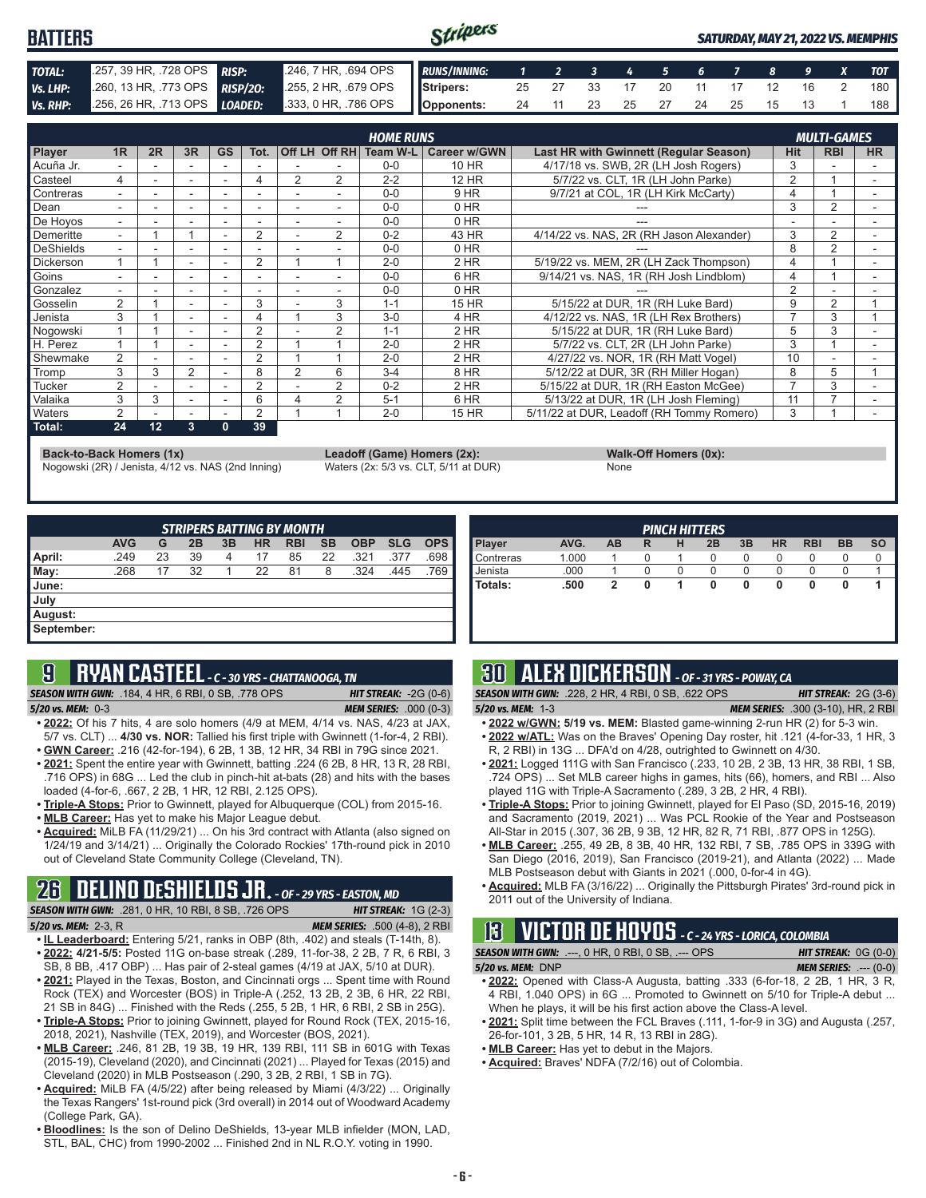# BATTERS

*SATURDAY, MAY 21, 2022 VS. MEMPHIS*

| | | | |
|---|---|---|---|
| **TOTAL:** | .257, 39 HR, .728 OPS | **RISP:** | .246, 7 HR, .694 OPS |
| **Vs. LHP:** | .260, 13 HR, .773 OPS | **RISP/2O:** | .255, 2 HR, .679 OPS |
| **Vs. RHP:** | .256, 26 HR, .713 OPS | **LOADED:** | .333, 0 HR, .786 OPS |

| RUNS/INNING: | 1 | 2 | 3 | 4 | 5 | 6 | 7 | 8 | 9 | X | TOT |
|---|---|---|---|---|---|---|---|---|---|---|---|
| Stripers: | 25 | 27 | 33 | 17 | 20 | 11 | 17 | 12 | 16 | 2 | 180 |
| Opponents: | 24 | 11 | 23 | 25 | 27 | 24 | 25 | 15 | 13 | 1 | 188 |

| Player | 1R | 2R | 3R | GS | Tot. | Off LH | Off RH | Team W-L | Career w/GWN | Last HR with Gwinnett (Regular Season) | Hit | RBI | HR |
|---|---|---|---|---|---|---|---|---|---|---|---|---|---|
| Acuña Jr. | - | - | - | - | - | - | - | 0-0 | 10 HR | 4/17/18 vs. SWB, 2R (LH Josh Rogers) | 3 | - | - |
| Casteel | 4 | - | - | - | 4 | 2 | 2 | 2-2 | 12 HR | 5/7/22 vs. CLT, 1R (LH John Parke) | 2 | 1 | - |
| Contreras | - | - | - | - | - | - | - | 0-0 | 9 HR | 9/7/21 at COL, 1R (LH Kirk McCarty) | 4 | 1 | - |
| Dean | - | - | - | - | - | - | - | 0-0 | 0 HR | --- | 3 | 2 | - |
| De Hoyos | - | - | - | - | - | - | - | 0-0 | 0 HR | --- | - | - | - |
| Demeritte | - | 1 | 1 | - | 2 | - | 2 | 0-2 | 43 HR | 4/14/22 vs. NAS, 2R (RH Jason Alexander) | 3 | 2 | - |
| DeShields | - | - | - | - | - | - | - | 0-0 | 0 HR | --- | 8 | 2 | - |
| Dickerson | 1 | 1 | - | - | 2 | 1 | 1 | 2-0 | 2 HR | 5/19/22 vs. MEM, 2R (LH Zack Thompson) | 4 | 1 | - |
| Goins | - | - | - | - | - | - | - | 0-0 | 6 HR | 9/14/21 vs. NAS, 1R (RH Josh Lindblom) | 4 | 1 | - |
| Gonzalez | - | - | - | - | - | - | - | 0-0 | 0 HR | --- | 2 | - | - |
| Gosselin | 2 | 1 | - | - | 3 | - | 3 | 1-1 | 15 HR | 5/15/22 at DUR, 1R (RH Luke Bard) | 9 | 2 | 1 |
| Jenista | 3 | 1 | - | - | 4 | 1 | 3 | 3-0 | 4 HR | 4/12/22 vs. NAS, 1R (LH Rex Brothers) | 7 | 3 | 1 |
| Nogowski | 1 | 1 | - | - | 2 | - | 2 | 1-1 | 2 HR | 5/15/22 at DUR, 1R (RH Luke Bard) | 5 | 3 | - |
| H. Perez | 1 | 1 | - | - | 2 | 1 | 1 | 2-0 | 2 HR | 5/7/22 vs. CLT, 2R (LH John Parke) | 3 | 1 | - |
| Shewmake | 2 | - | - | - | 2 | 1 | 1 | 2-0 | 2 HR | 4/27/22 vs. NOR, 1R (RH Matt Vogel) | 10 | - | - |
| Tromp | 3 | 3 | 2 | - | 8 | 2 | 6 | 3-4 | 8 HR | 5/12/22 at DUR, 3R (RH Miller Hogan) | 8 | 5 | 1 |
| Tucker | 2 | - | - | - | 2 | - | 2 | 0-2 | 2 HR | 5/15/22 at DUR, 1R (RH Easton McGee) | 7 | 3 | - |
| Valaika | 3 | 3 | - | - | 6 | 4 | 2 | 5-1 | 6 HR | 5/13/22 at DUR, 1R (LH Josh Fleming) | 11 | 7 | - |
| Waters | 2 | - | - | - | 2 | 1 | 1 | 2-0 | 15 HR | 5/11/22 at DUR, Leadoff (RH Tommy Romero) | 3 | 1 | - |
| **Total:** | **24** | **12** | **3** | **0** | **39** | | | | | | | | |

**Back-to-Back Homers (1x)**
Nogowski (2R) / Jenista, 4/12 vs. NAS (2nd Inning)

**Leadoff (Game) Homers (2x):**
Waters (2x: 5/3 vs. CLT, 5/11 at DUR)

**Walk-Off Homers (0x):**
None

**STRIPERS BATTING BY MONTH**

| | AVG | G | 2B | 3B | HR | RBI | SB | OBP | SLG | OPS |
|---|---|---|---|---|---|---|---|---|---|---|
| April: | .249 | 23 | 39 | 4 | 17 | 85 | 22 | .321 | .377 | .698 |
| May: | .268 | 17 | 32 | 1 | 22 | 81 | 8 | .324 | .445 | .769 |
| June: | | | | | | | | | | |
| July | | | | | | | | | | |
| August: | | | | | | | | | | |
| September: | | | | | | | | | | |

**PINCH HITTERS**

| Player | AVG. | AB | R | H | 2B | 3B | HR | RBI | BB | SO |
|---|---|---|---|---|---|---|---|---|---|---|
| Contreras | 1.000 | 1 | 0 | 1 | 0 | 0 | 0 | 0 | 0 | 0 |
| Jenista | .000 | 1 | 0 | 0 | 0 | 0 | 0 | 0 | 0 | 1 |
| **Totals:** | **.500** | **2** | **0** | **1** | **0** | **0** | **0** | **0** | **0** | **1** |

## 9 RYAN CASTEEL - C - 30 YRS - CHATTANOOGA, TN

**SEASON WITH GWN:** .184, 4 HR, 6 RBI, 0 SB, .778 OPS — **HIT STREAK:** -2G (0-6)
**5/20 vs. MEM:** 0-3 — **MEM SERIES:** .000 (0-3)

- **2022:** Of his 7 hits, 4 are solo homers (4/9 at MEM, 4/14 vs. NAS, 4/23 at JAX, 5/7 vs. CLT) ... **4/30 vs. NOR:** Tallied his first triple with Gwinnett (1-for-4, 2 RBI).
- **GWN Career:** .216 (42-for-194), 6 2B, 1 3B, 12 HR, 34 RBI in 79G since 2021.
- **2021:** Spent the entire year with Gwinnett, batting .224 (6 2B, 8 HR, 13 R, 28 RBI, .716 OPS) in 68G ... Led the club in pinch-hit at-bats (28) and hits with the bases loaded (4-for-6, .667, 2 2B, 1 HR, 12 RBI, 2.125 OPS).
- **Triple-A Stops:** Prior to Gwinnett, played for Albuquerque (COL) from 2015-16.
- **MLB Career:** Has yet to make his Major League debut.
- **Acquired:** MiLB FA (11/29/21) ... On his 3rd contract with Atlanta (also signed on 1/24/19 and 3/14/21) ... Originally the Colorado Rockies' 17th-round pick in 2010 out of Cleveland State Community College (Cleveland, TN).

## 26 DELINO DESHIELDS JR. - OF - 29 YRS - EASTON, MD

**SEASON WITH GWN:** .281, 0 HR, 10 RBI, 8 SB, .726 OPS — **HIT STREAK:** 1G (2-3)
**5/20 vs. MEM:** 2-3, R — **MEM SERIES:** .500 (4-8), 2 RBI

- **IL Leaderboard:** Entering 5/21, ranks in OBP (8th, .402) and steals (T-14th, 8).
- **2022: 4/21-5/5:** Posted 11G on-base streak (.289, 11-for-38, 2 2B, 7 R, 6 RBI, 3 SB, 8 BB, .417 OBP) ... Has pair of 2-steal games (4/19 at JAX, 5/10 at DUR).
- **2021:** Played in the Texas, Boston, and Cincinnati orgs ... Spent time with Round Rock (TEX) and Worcester (BOS) in Triple-A (.252, 13 2B, 2 3B, 6 HR, 22 RBI, 21 SB in 84G) ... Finished with the Reds (.255, 5 2B, 1 HR, 6 RBI, 2 SB in 25G).
- **Triple-A Stops:** Prior to joining Gwinnett, played for Round Rock (TEX, 2015-16, 2018, 2021), Nashville (TEX, 2019), and Worcester (BOS, 2021).
- **MLB Career:** .246, 81 2B, 19 3B, 19 HR, 139 RBI, 111 SB in 601G with Texas (2015-19), Cleveland (2020), and Cincinnati (2021) ... Played for Texas (2015) and Cleveland (2020) in MLB Postseason (.290, 3 2B, 2 RBI, 1 SB in 7G).
- **Acquired:** MiLB FA (4/5/22) after being released by Miami (4/3/22) ... Originally the Texas Rangers' 1st-round pick (3rd overall) in 2014 out of Woodward Academy (College Park, GA).
- **Bloodlines:** Is the son of Delino DeShields, 13-year MLB infielder (MON, LAD, STL, BAL, CHC) from 1990-2002 ... Finished 2nd in NL R.O.Y. voting in 1990.

## 30 ALEX DICKERSON - OF - 31 YRS - POWAY, CA

**SEASON WITH GWN:** .228, 2 HR, 4 RBI, 0 SB, .622 OPS — **HIT STREAK:** 2G (3-6)
**5/20 vs. MEM:** 1-3 — **MEM SERIES:** .300 (3-10), HR, 2 RBI

- **2022 w/GWN: 5/19 vs. MEM:** Blasted game-winning 2-run HR (2) for 5-3 win.
- **2022 w/ATL:** Was on the Braves' Opening Day roster, hit .121 (4-for-33, 1 HR, 3 R, 2 RBI) in 13G ... DFA'd on 4/28, outrighted to Gwinnett on 4/30.
- **2021:** Logged 111G with San Francisco (.233, 10 2B, 2 3B, 13 HR, 38 RBI, 1 SB, .724 OPS) ... Set MLB career highs in games, hits (66), homers, and RBI ... Also played 11G with Triple-A Sacramento (.289, 3 2B, 2 HR, 4 RBI).
- **Triple-A Stops:** Prior to joining Gwinnett, played for El Paso (SD, 2015-16, 2019) and Sacramento (2019, 2021) ... Was PCL Rookie of the Year and Postseason All-Star in 2015 (.307, 36 2B, 9 3B, 12 HR, 82 R, 71 RBI, .877 OPS in 125G).
- **MLB Career:** .255, 49 2B, 8 3B, 40 HR, 132 RBI, 7 SB, .785 OPS in 339G with San Diego (2016, 2019), San Francisco (2019-21), and Atlanta (2022) ... Made MLB Postseason debut with Giants in 2021 (.000, 0-for-4 in 4G).
- **Acquired:** MLB FA (3/16/22) ... Originally the Pittsburgh Pirates' 3rd-round pick in 2011 out of the University of Indiana.

## 13 VICTOR DE HOYOS - C - 24 YRS - LORICA, COLOMBIA

**SEASON WITH GWN:** .---, 0 HR, 0 RBI, 0 SB, .--- OPS — **HIT STREAK:** 0G (0-0)
**5/20 vs. MEM:** DNP — **MEM SERIES:** .--- (0-0)

- **2022:** Opened with Class-A Augusta, batting .333 (6-for-18, 2 2B, 1 HR, 3 R, 4 RBI, 1.040 OPS) in 6G ... Promoted to Gwinnett on 5/10 for Triple-A debut ... When he plays, it will be his first action above the Class-A level.
- **2021:** Split time between the FCL Braves (.111, 1-for-9 in 3G) and Augusta (.257, 26-for-101, 3 2B, 5 HR, 14 R, 13 RBI in 28G).
- **MLB Career:** Has yet to debut in the Majors.
- **Acquired:** Braves' NDFA (7/2/16) out of Colombia.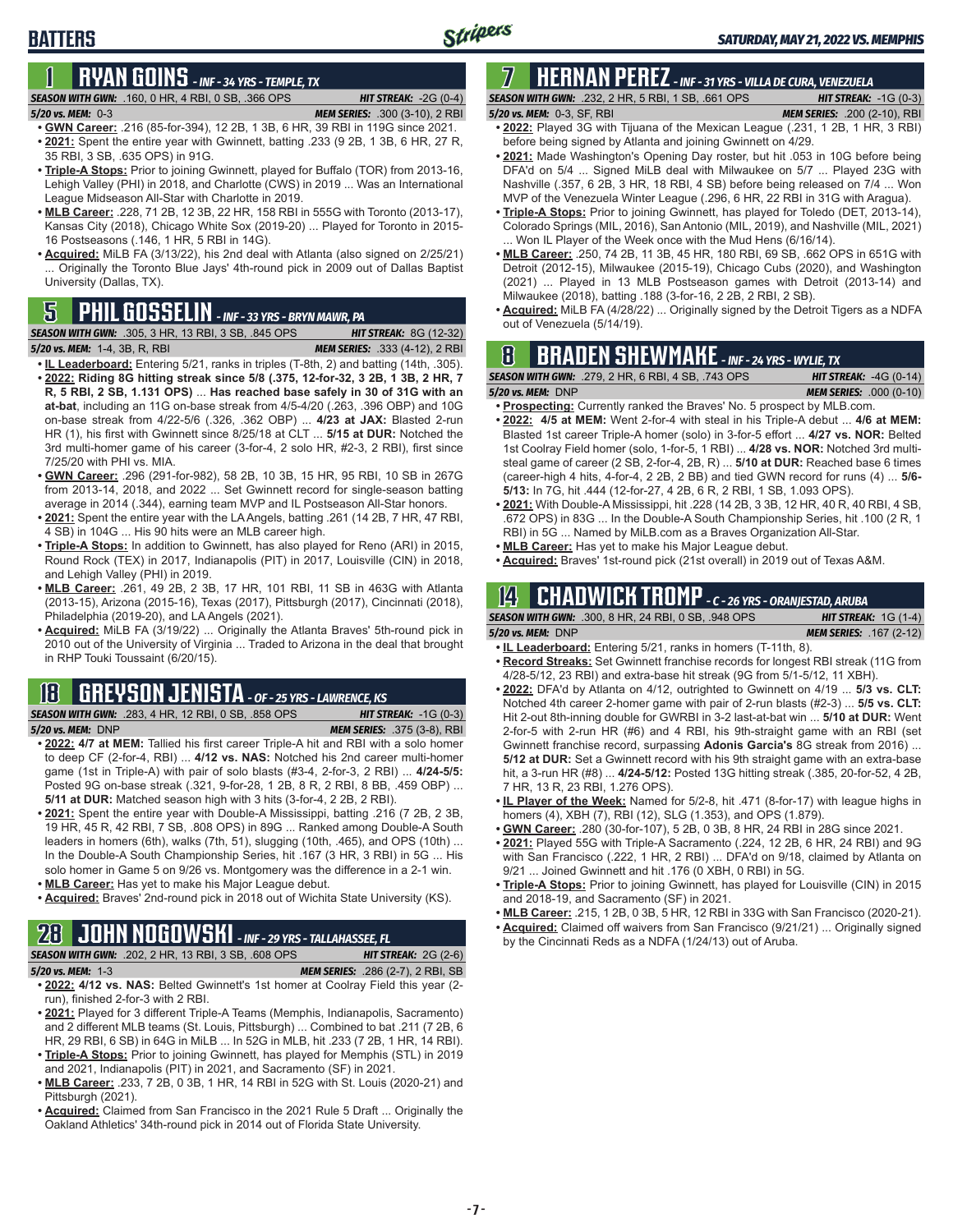## BATTERS

## 1 RYAN GOINS - INF - 34 YRS - TEMPLE, TX

**SEASON WITH GWN:** .160, 0 HR, 4 RBI, 0 SB, .366 OPS — **HIT STREAK:** -2G (0-4)
**5/20 vs. MEM:** 0-3 — **MEM SERIES:** .300 (3-10), 2 RBI

- **GWN Career:** .216 (85-for-394), 12 2B, 1 3B, 6 HR, 39 RBI in 119G since 2021.
- **2021:** Spent the entire year with Gwinnett, batting .233 (9 2B, 1 3B, 6 HR, 27 R, 35 RBI, 3 SB, .635 OPS) in 91G.
- **Triple-A Stops:** Prior to joining Gwinnett, played for Buffalo (TOR) from 2013-16, Lehigh Valley (PHI) in 2018, and Charlotte (CWS) in 2019 ... Was an International League Midseason All-Star with Charlotte in 2019.
- **MLB Career:** .228, 71 2B, 12 3B, 22 HR, 158 RBI in 555G with Toronto (2013-17), Kansas City (2018), Chicago White Sox (2019-20) ... Played for Toronto in 2015-16 Postseasons (.146, 1 HR, 5 RBI in 14G).
- **Acquired:** MiLB FA (3/13/22), his 2nd deal with Atlanta (also signed on 2/25/21) ... Originally the Toronto Blue Jays' 4th-round pick in 2009 out of Dallas Baptist University (Dallas, TX).

## 5 PHIL GOSSELIN - INF - 33 YRS - BRYN MAWR, PA

**SEASON WITH GWN:** .305, 3 HR, 13 RBI, 3 SB, .845 OPS — **HIT STREAK:** 8G (12-32)
**5/20 vs. MEM:** 1-4, 3B, R, RBI — **MEM SERIES:** .333 (4-12), 2 RBI

- **IL Leaderboard:** Entering 5/21, ranks in triples (T-8th, 2) and batting (14th, .305).
- **2022: Riding 8G hitting streak since 5/8 (.375, 12-for-32, 3 2B, 1 3B, 2 HR, 7 R, 5 RBI, 2 SB, 1.131 OPS)** ... **Has reached base safely in 30 of 31G with an at-bat**, including an 11G on-base streak from 4/5-4/20 (.263, .396 OBP) and 10G on-base streak from 4/22-5/6 (.326, .362 OBP) ... **4/23 at JAX:** Blasted 2-run HR (1), his first with Gwinnett since 8/25/18 at CLT ... **5/15 at DUR:** Notched the 3rd multi-homer game of his career (3-for-4, 2 solo HR, #2-3, 2 RBI), first since 7/25/20 with PHI vs. MIA.
- **GWN Career:** .296 (291-for-982), 58 2B, 10 3B, 15 HR, 95 RBI, 10 SB in 267G from 2013-14, 2018, and 2022 ... Set Gwinnett record for single-season batting average in 2014 (.344), earning team MVP and IL Postseason All-Star honors.
- **2021:** Spent the entire year with the LA Angels, batting .261 (14 2B, 7 HR, 47 RBI, 4 SB) in 104G ... His 90 hits were an MLB career high.
- **Triple-A Stops:** In addition to Gwinnett, has also played for Reno (ARI) in 2015, Round Rock (TEX) in 2017, Indianapolis (PIT) in 2017, Louisville (CIN) in 2018, and Lehigh Valley (PHI) in 2019.
- **MLB Career:** .261, 49 2B, 2 3B, 17 HR, 101 RBI, 11 SB in 463G with Atlanta (2013-15), Arizona (2015-16), Texas (2017), Pittsburgh (2017), Cincinnati (2018), Philadelphia (2019-20), and LA Angels (2021).
- **Acquired:** MiLB FA (3/19/22) ... Originally the Atlanta Braves' 5th-round pick in 2010 out of the University of Virginia ... Traded to Arizona in the deal that brought in RHP Touki Toussaint (6/20/15).

## 18 GREYSON JENISTA - OF - 25 YRS - LAWRENCE, KS

**SEASON WITH GWN:** .283, 4 HR, 12 RBI, 0 SB, .858 OPS — **HIT STREAK:** -1G (0-3)
**5/20 vs. MEM:** DNP — **MEM SERIES:** .375 (3-8), RBI

- **2022: 4/7 at MEM:** Tallied his first career Triple-A hit and RBI with a solo homer to deep CF (2-for-4, RBI) ... **4/12 vs. NAS:** Notched his 2nd career multi-homer game (1st in Triple-A) with pair of solo blasts (#3-4, 2-for-3, 2 RBI) ... **4/24-5/5:** Posted 9G on-base streak (.321, 9-for-28, 1 2B, 8 R, 2 RBI, 8 BB, .459 OBP) ... **5/11 at DUR:** Matched season high with 3 hits (3-for-4, 2 2B, 2 RBI).
- **2021:** Spent the entire year with Double-A Mississippi, batting .216 (7 2B, 2 3B, 19 HR, 45 R, 42 RBI, 7 SB, .808 OPS) in 89G ... Ranked among Double-A South leaders in homers (6th), walks (7th, 51), slugging (10th, .465), and OPS (10th) ... In the Double-A South Championship Series, hit .167 (3 HR, 3 RBI) in 5G ... His solo homer in Game 5 on 9/26 vs. Montgomery was the difference in a 2-1 win.
- **MLB Career:** Has yet to make his Major League debut.
- **Acquired:** Braves' 2nd-round pick in 2018 out of Wichita State University (KS).

## 28 JOHN NOGOWSKI - INF - 29 YRS - TALLAHASSEE, FL

**SEASON WITH GWN:** .202, 2 HR, 13 RBI, 3 SB, .608 OPS — **HIT STREAK:** 2G (2-6)
**5/20 vs. MEM:** 1-3 — **MEM SERIES:** .286 (2-7), 2 RBI, SB

- **2022: 4/12 vs. NAS:** Belted Gwinnett's 1st homer at Coolray Field this year (2-run), finished 2-for-3 with 2 RBI.
- **2021:** Played for 3 different Triple-A Teams (Memphis, Indianapolis, Sacramento) and 2 different MLB teams (St. Louis, Pittsburgh) ... Combined to bat .211 (7 2B, 6 HR, 29 RBI, 6 SB) in 64G in MiLB ... In 52G in MLB, hit .233 (7 2B, 1 HR, 14 RBI).
- **Triple-A Stops:** Prior to joining Gwinnett, has played for Memphis (STL) in 2019 and 2021, Indianapolis (PIT) in 2021, and Sacramento (SF) in 2021.
- **MLB Career:** .233, 7 2B, 0 3B, 1 HR, 14 RBI in 52G with St. Louis (2020-21) and Pittsburgh (2021).
- **Acquired:** Claimed from San Francisco in the 2021 Rule 5 Draft ... Originally the Oakland Athletics' 34th-round pick in 2014 out of Florida State University.

## 7 HERNAN PEREZ - INF - 31 YRS - VILLA DE CURA, VENEZUELA

**SEASON WITH GWN:** .232, 2 HR, 5 RBI, 1 SB, .661 OPS — **HIT STREAK:** -1G (0-3)
**5/20 vs. MEM:** 0-3, SF, RBI — **MEM SERIES:** .200 (2-10), RBI

- **2022:** Played 3G with Tijuana of the Mexican League (.231, 1 2B, 1 HR, 3 RBI) before being signed by Atlanta and joining Gwinnett on 4/29.
- **2021:** Made Washington's Opening Day roster, but hit .053 in 10G before being DFA'd on 5/4 ... Signed MiLB deal with Milwaukee on 5/7 ... Played 23G with Nashville (.357, 6 2B, 3 HR, 18 RBI, 4 SB) before being released on 7/4 ... Won MVP of the Venezuela Winter League (.296, 6 HR, 22 RBI in 31G with Aragua).
- **Triple-A Stops:** Prior to joining Gwinnett, has played for Toledo (DET, 2013-14), Colorado Springs (MIL, 2016), San Antonio (MIL, 2019), and Nashville (MIL, 2021) ... Won IL Player of the Week once with the Mud Hens (6/16/14).
- **MLB Career:** .250, 74 2B, 11 3B, 45 HR, 180 RBI, 69 SB, .662 OPS in 651G with Detroit (2012-15), Milwaukee (2015-19), Chicago Cubs (2020), and Washington (2021) ... Played in 13 MLB Postseason games with Detroit (2013-14) and Milwaukee (2018), batting .188 (3-for-16, 2 2B, 2 RBI, 2 SB).
- **Acquired:** MiLB FA (4/28/22) ... Originally signed by the Detroit Tigers as a NDFA out of Venezuela (5/14/19).

## 8 BRADEN SHEWMAKE - INF - 24 YRS - WYLIE, TX

**SEASON WITH GWN:** .279, 2 HR, 6 RBI, 4 SB, .743 OPS — **HIT STREAK:** -4G (0-14)
**5/20 vs. MEM:** DNP — **MEM SERIES:** .000 (0-10)

- **Prospecting:** Currently ranked the Braves' No. 5 prospect by MLB.com.
- **2022: 4/5 at MEM:** Went 2-for-4 with steal in his Triple-A debut ... **4/6 at MEM:** Blasted 1st career Triple-A homer (solo) in 3-for-5 effort ... **4/27 vs. NOR:** Belted 1st Coolray Field homer (solo, 1-for-5, 1 RBI) ... **4/28 vs. NOR:** Notched 3rd multi-steal game of career (2 SB, 2-for-4, 2B, R) ... **5/10 at DUR:** Reached base 6 times (career-high 4 hits, 4-for-4, 2 2B, 2 BB) and tied GWN record for runs (4) ... **5/6-5/13:** In 7G, hit .444 (12-for-27, 4 2B, 6 R, 2 RBI, 1 SB, 1.093 OPS).
- **2021:** With Double-A Mississippi, hit .228 (14 2B, 3 3B, 12 HR, 40 R, 40 RBI, 4 SB, .672 OPS) in 83G ... In the Double-A South Championship Series, hit .100 (2 R, 1 RBI) in 5G ... Named by MiLB.com as a Braves Organization All-Star.
- **MLB Career:** Has yet to make his Major League debut.
- **Acquired:** Braves' 1st-round pick (21st overall) in 2019 out of Texas A&M.

## 14 CHADWICK TROMP - C - 26 YRS - ORANJESTAD, ARUBA

**SEASON WITH GWN:** .300, 8 HR, 24 RBI, 0 SB, .948 OPS — **HIT STREAK:** 1G (1-4)
**5/20 vs. MEM:** DNP — **MEM SERIES:** .167 (2-12)

- **IL Leaderboard:** Entering 5/21, ranks in homers (T-11th, 8).
- **Record Streaks:** Set Gwinnett franchise records for longest RBI streak (11G from 4/28-5/12, 23 RBI) and extra-base hit streak (9G from 5/1-5/12, 11 XBH).
- **2022:** DFA'd by Atlanta on 4/12, outrighted to Gwinnett on 4/19 ... **5/3 vs. CLT:** Notched 4th career 2-homer game with pair of 2-run blasts (#2-3) ... **5/5 vs. CLT:** Hit 2-out 8th-inning double for GWRBI in 3-2 last-at-bat win ... **5/10 at DUR:** Went 2-for-5 with 2-run HR (#6) and 4 RBI, his 9th-straight game with an RBI (set Gwinnett franchise record, surpassing **Adonis Garcia's** 8G streak from 2016) ... **5/12 at DUR:** Set a Gwinnett record with his 9th straight game with an extra-base hit, a 3-run HR (#8) ... **4/24-5/12:** Posted 13G hitting streak (.385, 20-for-52, 4 2B, 7 HR, 13 R, 23 RBI, 1.276 OPS).
- **IL Player of the Week:** Named for 5/2-8, hit .471 (8-for-17) with league highs in homers (4), XBH (7), RBI (12), SLG (1.353), and OPS (1.879).
- **GWN Career:** .280 (30-for-107), 5 2B, 0 3B, 8 HR, 24 RBI in 28G since 2021.
- **2021:** Played 55G with Triple-A Sacramento (.224, 12 2B, 6 HR, 24 RBI) and 9G with San Francisco (.222, 1 HR, 2 RBI) ... DFA'd on 9/18, claimed by Atlanta on 9/21 ... Joined Gwinnett and hit .176 (0 XBH, 0 RBI) in 5G.
- **Triple-A Stops:** Prior to joining Gwinnett, has played for Louisville (CIN) in 2015 and 2018-19, and Sacramento (SF) in 2021.
- **MLB Career:** .215, 1 2B, 0 3B, 5 HR, 12 RBI in 33G with San Francisco (2020-21).
- **Acquired:** Claimed off waivers from San Francisco (9/21/21) ... Originally signed by the Cincinnati Reds as a NDFA (1/24/13) out of Aruba.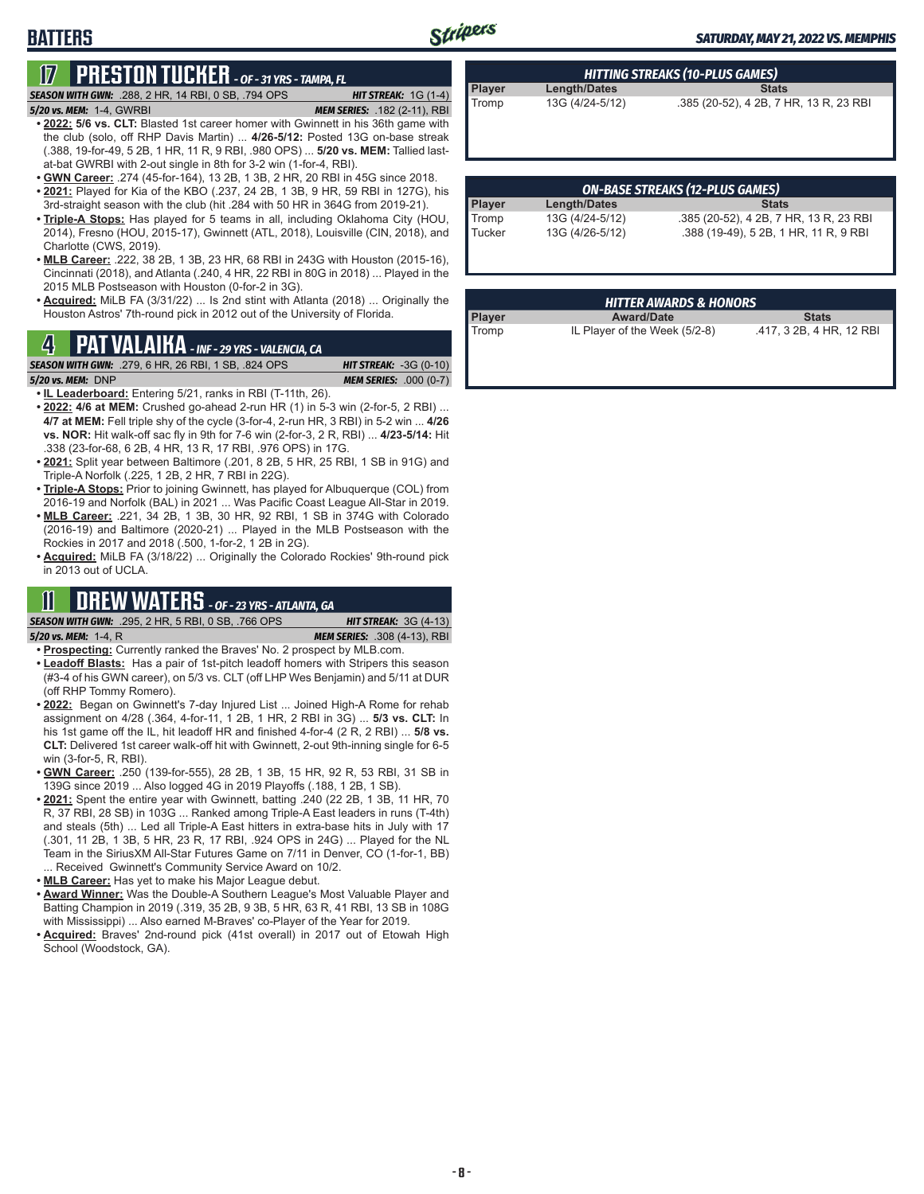# BATTERS

**SATURDAY, MAY 21, 2022 VS. MEMPHIS**

## 17 PRESTON TUCKER - OF - 31 YRS - TAMPA, FL

***SEASON WITH GWN:*** .288, 2 HR, 14 RBI, 0 SB, .794 OPS — ***HIT STREAK:*** 1G (1-4)
***5/20 vs. MEM:*** 1-4, GWRBI — ***MEM SERIES:*** .182 (2-11), RBI

- **2022:** **5/6 vs. CLT:** Blasted 1st career homer with Gwinnett in his 36th game with the club (solo, off RHP Davis Martin) ... **4/26-5/12:** Posted 13G on-base streak (.388, 19-for-49, 5 2B, 1 HR, 11 R, 9 RBI, .980 OPS) ... **5/20 vs. MEM:** Tallied last-at-bat GWRBI with 2-out single in 8th for 3-2 win (1-for-4, RBI).
- **GWN Career:** .274 (45-for-164), 13 2B, 1 3B, 2 HR, 20 RBI in 45G since 2018.
- **2021:** Played for Kia of the KBO (.237, 24 2B, 1 3B, 9 HR, 59 RBI in 127G), his 3rd-straight season with the club (hit .284 with 50 HR in 364G from 2019-21).
- **Triple-A Stops:** Has played for 5 teams in all, including Oklahoma City (HOU, 2014), Fresno (HOU, 2015-17), Gwinnett (ATL, 2018), Louisville (CIN, 2018), and Charlotte (CWS, 2019).
- **MLB Career:** .222, 38 2B, 1 3B, 23 HR, 68 RBI in 243G with Houston (2015-16), Cincinnati (2018), and Atlanta (.240, 4 HR, 22 RBI in 80G in 2018) ... Played in the 2015 MLB Postseason with Houston (0-for-2 in 3G).
- **Acquired:** MiLB FA (3/31/22) ... Is 2nd stint with Atlanta (2018) ... Originally the Houston Astros' 7th-round pick in 2012 out of the University of Florida.

## 4 PAT VALAIKA - INF - 29 YRS - VALENCIA, CA

***SEASON WITH GWN:*** .279, 6 HR, 26 RBI, 1 SB, .824 OPS — ***HIT STREAK:*** -3G (0-10)
***5/20 vs. MEM:*** DNP — ***MEM SERIES:*** .000 (0-7)

- **IL Leaderboard:** Entering 5/21, ranks in RBI (T-11th, 26).
- **2022:** **4/6 at MEM:** Crushed go-ahead 2-run HR (1) in 5-3 win (2-for-5, 2 RBI) ... **4/7 at MEM:** Fell triple shy of the cycle (3-for-4, 2-run HR, 3 RBI) in 5-2 win ... **4/26 vs. NOR:** Hit walk-off sac fly in 9th for 7-6 win (2-for-3, 2 R, RBI) ... **4/23-5/14:** Hit .338 (23-for-68, 6 2B, 4 HR, 13 R, 17 RBI, .976 OPS) in 17G.
- **2021:** Split year between Baltimore (.201, 8 2B, 5 HR, 25 RBI, 1 SB in 91G) and Triple-A Norfolk (.225, 1 2B, 2 HR, 7 RBI in 22G).
- **Triple-A Stops:** Prior to joining Gwinnett, has played for Albuquerque (COL) from 2016-19 and Norfolk (BAL) in 2021 ... Was Pacific Coast League All-Star in 2019.
- **MLB Career:** .221, 34 2B, 1 3B, 30 HR, 92 RBI, 1 SB in 374G with Colorado (2016-19) and Baltimore (2020-21) ... Played in the MLB Postseason with the Rockies in 2017 and 2018 (.500, 1-for-2, 1 2B in 2G).
- **Acquired:** MiLB FA (3/18/22) ... Originally the Colorado Rockies' 9th-round pick in 2013 out of UCLA.

## 11 DREW WATERS - OF - 23 YRS - ATLANTA, GA

***SEASON WITH GWN:*** .295, 2 HR, 5 RBI, 0 SB, .766 OPS — ***HIT STREAK:*** 3G (4-13)
***5/20 vs. MEM:*** 1-4, R — ***MEM SERIES:*** .308 (4-13), RBI

- **Prospecting:** Currently ranked the Braves' No. 2 prospect by MLB.com.
- **Leadoff Blasts:** Has a pair of 1st-pitch leadoff homers with Stripers this season (#3-4 of his GWN career), on 5/3 vs. CLT (off LHP Wes Benjamin) and 5/11 at DUR (off RHP Tommy Romero).
- **2022:** Began on Gwinnett's 7-day Injured List ... Joined High-A Rome for rehab assignment on 4/28 (.364, 4-for-11, 1 2B, 1 HR, 2 RBI in 3G) ... **5/3 vs. CLT:** In his 1st game off the IL, hit leadoff HR and finished 4-for-4 (2 R, 2 RBI) ... **5/8 vs. CLT:** Delivered 1st career walk-off hit with Gwinnett, 2-out 9th-inning single for 6-5 win (3-for-5, R, RBI).
- **GWN Career:** .250 (139-for-555), 28 2B, 1 3B, 15 HR, 92 R, 53 RBI, 31 SB in 139G since 2019 ... Also logged 4G in 2019 Playoffs (.188, 1 2B, 1 SB).
- **2021:** Spent the entire year with Gwinnett, batting .240 (22 2B, 1 3B, 11 HR, 70 R, 37 RBI, 28 SB) in 103G ... Ranked among Triple-A East leaders in runs (T-4th) and steals (5th) ... Led all Triple-A East hitters in extra-base hits in July with 17 (.301, 11 2B, 1 3B, 5 HR, 23 R, 17 RBI, .924 OPS in 24G) ... Played for the NL Team in the SiriusXM All-Star Futures Game on 7/11 in Denver, CO (1-for-1, BB) ... Received Gwinnett's Community Service Award on 10/2.
- **MLB Career:** Has yet to make his Major League debut.
- **Award Winner:** Was the Double-A Southern League's Most Valuable Player and Batting Champion in 2019 (.319, 35 2B, 9 3B, 5 HR, 63 R, 41 RBI, 13 SB in 108G with Mississippi) ... Also earned M-Braves' co-Player of the Year for 2019.
- **Acquired:** Braves' 2nd-round pick (41st overall) in 2017 out of Etowah High School (Woodstock, GA).

### HITTING STREAKS (10-PLUS GAMES)

| Player | Length/Dates | Stats |
|---|---|---|
| Tromp | 13G (4/24-5/12) | .385 (20-52), 4 2B, 7 HR, 13 R, 23 RBI |

### ON-BASE STREAKS (12-PLUS GAMES)

| Player | Length/Dates | Stats |
|---|---|---|
| Tromp | 13G (4/24-5/12) | .385 (20-52), 4 2B, 7 HR, 13 R, 23 RBI |
| Tucker | 13G (4/26-5/12) | .388 (19-49), 5 2B, 1 HR, 11 R, 9 RBI |

### HITTER AWARDS & HONORS

| Player | Award/Date | Stats |
|---|---|---|
| Tromp | IL Player of the Week (5/2-8) | .417, 3 2B, 4 HR, 12 RBI |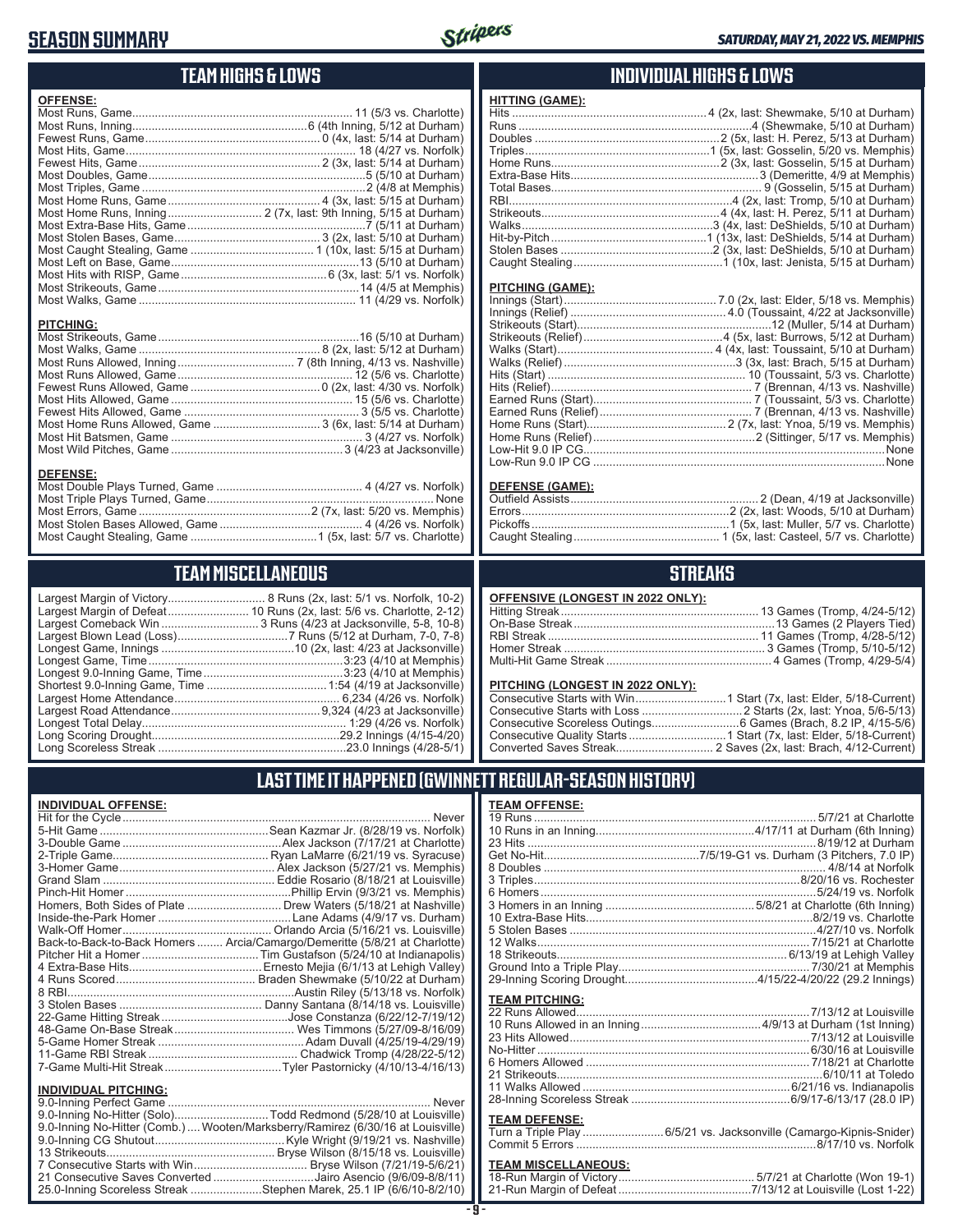# SEASON SUMMARY

## TEAM HIGHS & LOWS

**OFFENSE:**

| | |
|---|---|
| Most Runs, Game | 11 (5/3 vs. Charlotte) |
| Most Runs, Inning | 6 (4th Inning, 5/12 at Durham) |
| Fewest Runs, Game | 0 (4x, last: 5/14 at Durham) |
| Most Hits, Game | 18 (4/27 vs. Norfolk) |
| Fewest Hits, Game | 2 (3x, last: 5/14 at Durham) |
| Most Doubles, Game | 5 (5/10 at Durham) |
| Most Triples, Game | 2 (4/8 at Memphis) |
| Most Home Runs, Game | 4 (3x, last: 5/15 at Durham) |
| Most Home Runs, Inning | 2 (7x, last: 9th Inning, 5/15 at Durham) |
| Most Extra-Base Hits, Game | 7 (5/11 at Durham) |
| Most Stolen Bases, Game | 3 (2x, last: 5/10 at Durham) |
| Most Caught Stealing, Game | 1 (10x, last: 5/15 at Durham) |
| Most Left on Base, Game | 13 (5/10 at Durham) |
| Most Hits with RISP, Game | 6 (3x, last: 5/1 vs. Norfolk) |
| Most Strikeouts, Game | 14 (4/5 at Memphis) |
| Most Walks, Game | 11 (4/29 vs. Norfolk) |

**PITCHING:**

| | |
|---|---|
| Most Strikeouts, Game | 16 (5/10 at Durham) |
| Most Walks, Game | 8 (2x, last: 5/12 at Durham) |
| Most Runs Allowed, Inning | 7 (8th Inning, 4/13 vs. Nashville) |
| Most Runs Allowed, Game | 12 (5/6 vs. Charlotte) |
| Fewest Runs Allowed, Game | 0 (2x, last: 4/30 vs. Norfolk) |
| Most Hits Allowed, Game | 15 (5/6 vs. Charlotte) |
| Fewest Hits Allowed, Game | 3 (5/5 vs. Charlotte) |
| Most Home Runs Allowed, Game | 3 (6x, last: 5/14 at Durham) |
| Most Hit Batsmen, Game | 3 (4/27 vs. Norfolk) |
| Most Wild Pitches, Game | 3 (4/23 at Jacksonville) |

**DEFENSE:**

| | |
|---|---|
| Most Double Plays Turned, Game | 4 (4/27 vs. Norfolk) |
| Most Triple Plays Turned, Game | None |
| Most Errors, Game | 2 (7x, last: 5/20 vs. Memphis) |
| Most Stolen Bases Allowed, Game | 4 (4/26 vs. Norfolk) |
| Most Caught Stealing, Game | 1 (5x, last: 5/7 vs. Charlotte) |

## INDIVIDUAL HIGHS & LOWS

**HITTING (GAME):**

| | |
|---|---|
| Hits | 4 (2x, last: Shewmake, 5/10 at Durham) |
| Runs | 4 (Shewmake, 5/10 at Durham) |
| Doubles | 2 (5x, last: H. Perez, 5/13 at Durham) |
| Triples | 1 (5x, last: Gosselin, 5/20 vs. Memphis) |
| Home Runs | 2 (3x, last: Gosselin, 5/15 at Durham) |
| Extra-Base Hits | 3 (Demeritte, 4/9 at Memphis) |
| Total Bases | 9 (Gosselin, 5/15 at Durham) |
| RBI | 4 (2x, last: Tromp, 5/10 at Durham) |
| Strikeouts | 4 (4x, last: H. Perez, 5/11 at Durham) |
| Walks | 3 (4x, last: DeShields, 5/10 at Durham) |
| Hit-by-Pitch | 1 (13x, last: DeShields, 5/14 at Durham) |
| Stolen Bases | 2 (3x, last: DeShields, 5/10 at Durham) |
| Caught Stealing | 1 (10x, last: Jenista, 5/15 at Durham) |

**PITCHING (GAME):**

| | |
|---|---|
| Innings (Start) | 7.0 (2x, last: Elder, 5/18 vs. Memphis) |
| Innings (Relief) | 4.0 (Toussaint, 4/22 at Jacksonville) |
| Strikeouts (Start) | 12 (Muller, 5/14 at Durham) |
| Strikeouts (Relief) | 4 (5x, last: Burrows, 5/12 at Durham) |
| Walks (Start) | 4 (4x, last: Toussaint, 5/10 at Durham) |
| Walks (Relief) | 3 (3x, last: Brach, 5/15 at Durham) |
| Hits (Start) | 10 (Toussaint, 5/3 vs. Charlotte) |
| Hits (Relief) | 7 (Brennan, 4/13 vs. Nashville) |
| Earned Runs (Start) | 7 (Toussaint, 5/3 vs. Charlotte) |
| Earned Runs (Relief) | 7 (Brennan, 4/13 vs. Nashville) |
| Home Runs (Start) | 2 (7x, last: Ynoa, 5/19 vs. Memphis) |
| Home Runs (Relief) | 2 (Sittinger, 5/17 vs. Memphis) |
| Low-Hit 9.0 IP CG | None |
| Low-Run 9.0 IP CG | None |

**DEFENSE (GAME):**

| | |
|---|---|
| Outfield Assists | 2 (Dean, 4/19 at Jacksonville) |
| Errors | 2 (5x, last: Woods, 5/10 at Durham) |
| Pickoffs | 1 (5x, last: Muller, 5/7 vs. Charlotte) |
| Caught Stealing | 1 (5x, last: Casteel, 5/7 vs. Charlotte) |

## TEAM MISCELLANEOUS

| | |
|---|---|
| Largest Margin of Victory | 8 Runs (2x, last: 5/1 vs. Norfolk, 10-2) |
| Largest Margin of Defeat | 10 Runs (2x, last: 5/6 vs. Charlotte, 2-12) |
| Largest Comeback Win | 3 Runs (4/23 at Jacksonville, 5-8, 10-8) |
| Largest Blown Lead (Loss) | 7 Runs (5/12 at Durham, 7-0, 7-8) |
| Longest Game, Innings | 10 (2x, last: 4/23 at Jacksonville) |
| Longest Game, Time | 3:23 (4/10 at Memphis) |
| Longest 9.0-Inning Game, Time | 3:23 (4/10 at Memphis) |
| Shortest 9.0-Inning Game, Time | 1:54 (4/19 at Jacksonville) |
| Largest Home Attendance | 6,234 (4/26 vs. Norfolk) |
| Largest Road Attendance | 9,324 (4/23 at Jacksonville) |
| Longest Total Delay | 1:29 (4/26 vs. Norfolk) |
| Long Scoring Drought | 29.2 Innings (4/15-4/20) |
| Long Scoreless Streak | 23.0 Innings (4/28-5/1) |

## STREAKS

**OFFENSIVE (LONGEST IN 2022 ONLY):**

| | |
|---|---|
| Hitting Streak | 13 Games (Tromp, 4/24-5/12) |
| On-Base Streak | 13 Games (2 Players Tied) |
| RBI Streak | 11 Games (Tromp, 4/28-5/12) |
| Homer Streak | 3 Games (Tromp, 5/10-5/12) |
| Multi-Hit Game Streak | 4 Games (Tromp, 4/29-5/4) |

**PITCHING (LONGEST IN 2022 ONLY):**

| | |
|---|---|
| Consecutive Starts with Win | 1 Start (7x, last: Elder, 5/18-Current) |
| Consecutive Starts with Loss | 2 Starts (2x, last: Ynoa, 5/6-5/13) |
| Consecutive Scoreless Outings | 6 Games (Brach, 8.2 IP, 4/15-5/6) |
| Consecutive Quality Starts | 1 Start (7x, last: Elder, 5/18-Current) |
| Converted Saves Streak | 2 Saves (2x, last: Brach, 4/12-Current) |

## LAST TIME IT HAPPENED (GWINNETT REGULAR-SEASON HISTORY)

**INDIVIDUAL OFFENSE:**

| | |
|---|---|
| Hit for the Cycle | Never |
| 5-Hit Game | Sean Kazmar Jr. (8/28/19 vs. Norfolk) |
| 3-Double Game | Alex Jackson (7/17/21 at Charlotte) |
| 2-Triple Game | Ryan LaMarre (6/21/19 vs. Syracuse) |
| 3-Homer Game | Alex Jackson (5/27/21 vs. Memphis) |
| Grand Slam | Eddie Rosario (8/18/21 at Louisville) |
| Pinch-Hit Homer | Phillip Ervin (9/3/21 vs. Memphis) |
| Homers, Both Sides of Plate | Drew Waters (5/18/21 at Nashville) |
| Inside-the-Park Homer | Lane Adams (4/9/17 vs. Durham) |
| Walk-Off Homer | Orlando Arcia (5/16/21 vs. Louisville) |
| Back-to-Back-to-Back Homers | Arcia/Camargo/Demeritte (5/8/21 at Charlotte) |
| Pitcher Hit a Homer | Tim Gustafson (5/24/10 at Indianapolis) |
| 4 Extra-Base Hits | Ernesto Mejia (6/1/13 at Lehigh Valley) |
| 4 Runs Scored | Braden Shewmake (5/10/22 at Durham) |
| 8 RBI | Austin Riley (5/13/18 vs. Norfolk) |
| 3 Stolen Bases | Danny Santana (8/14/18 vs. Louisville) |
| 22-Game Hitting Streak | Jose Constanza (6/22/12-7/19/12) |
| 48-Game On-Base Streak | Wes Timmons (5/27/09-8/16/09) |
| 5-Game Homer Streak | Adam Duvall (4/25/19-4/29/19) |
| 11-Game RBI Streak | Chadwick Tromp (4/28/22-5/12) |
| 7-Game Multi-Hit Streak | Tyler Pastornicky (4/10/13-4/16/13) |

**INDIVIDUAL PITCHING:**

| | |
|---|---|
| 9.0-Inning Perfect Game | Never |
| 9.0-Inning No-Hitter (Solo) | Todd Redmond (5/28/10 at Louisville) |
| 9.0-Inning No-Hitter (Comb.) | Wooten/Marksberry/Ramirez (6/30/16 at Louisville) |
| 9.0-Inning CG Shutout | Kyle Wright (9/19/21 vs. Nashville) |
| 13 Strikeouts | Bryse Wilson (8/15/18 vs. Louisville) |
| 7 Consecutive Starts with Win | Bryse Wilson (7/21/19-5/6/21) |
| 21 Consecutive Saves Converted | Jairo Asencio (9/6/09-8/8/11) |
| 25.0-Inning Scoreless Streak | Stephen Marek, 25.1 IP (6/6/10-8/2/10) |

**TEAM OFFENSE:**

| | |
|---|---|
| 19 Runs | 5/7/21 at Charlotte |
| 10 Runs in an Inning | 4/17/11 at Durham (6th Inning) |
| 23 Hits | 8/19/12 at Durham |
| Get No-Hit | 7/5/19-G1 vs. Durham (3 Pitchers, 7.0 IP) |
| 8 Doubles | 4/8/14 at Norfolk |
| 3 Triples | 8/20/16 vs. Rochester |
| 6 Homers | 5/24/19 vs. Norfolk |
| 3 Homers in an Inning | 5/8/21 at Charlotte (6th Inning) |
| 10 Extra-Base Hits | 8/2/19 vs. Charlotte |
| 5 Stolen Bases | 4/27/10 vs. Norfolk |
| 12 Walks | 7/15/21 at Charlotte |
| 18 Strikeouts | 6/13/19 at Lehigh Valley |
| Ground Into a Triple Play | 7/30/21 at Memphis |
| 29-Inning Scoring Drought | 4/15/22-4/20/22 (29.2 Innings) |

**TEAM PITCHING:**

| | |
|---|---|
| 22 Runs Allowed | 7/13/12 at Louisville |
| 10 Runs Allowed in an Inning | 4/9/13 at Durham (1st Inning) |
| 23 Hits Allowed | 7/13/12 at Louisville |
| No-Hitter | 6/30/16 at Louisville |
| 6 Homers Allowed | 7/18/21 at Charlotte |
| 21 Strikeouts | 6/10/11 at Toledo |
| 11 Walks Allowed | 6/21/16 vs. Indianapolis |
| 28-Inning Scoreless Streak | 6/9/17-6/13/17 (28.0 IP) |

**TEAM DEFENSE:**

| | |
|---|---|
| Turn a Triple Play | 6/5/21 vs. Jacksonville (Camargo-Kipnis-Snider) |
| Commit 5 Errors | 8/17/10 vs. Norfolk |

**TEAM MISCELLANEOUS:**

| | |
|---|---|
| 18-Run Margin of Victory | 5/7/21 at Charlotte (Won 19-1) |
| 21-Run Margin of Defeat | 7/13/12 at Louisville (Lost 1-22) |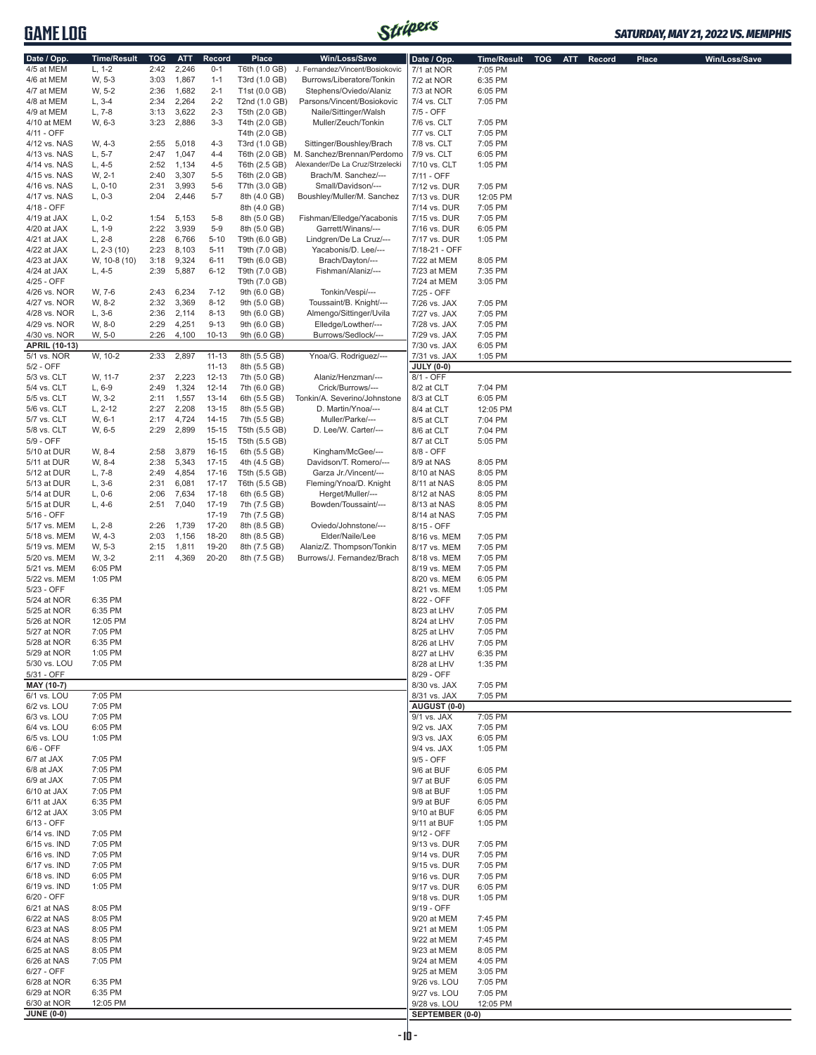# GAME LOG

**SATURDAY, MAY 21, 2022 VS. MEMPHIS**

| Date / Opp. | Time/Result | TOG | ATT | Record | Place | Win/Loss/Save |
|---|---|---|---|---|---|---|
| 4/5 at MEM | L, 1-2 | 2:42 | 2,246 | 0-1 | T6th (1.0 GB) | J. Fernandez/Vincent/Bosiokovic |
| 4/6 at MEM | W, 5-3 | 3:03 | 1,867 | 1-1 | T3rd (1.0 GB) | Burrows/Liberatore/Tonkin |
| 4/7 at MEM | W, 5-2 | 2:36 | 1,682 | 2-1 | T1st (0.0 GB) | Stephens/Oviedo/Alaniz |
| 4/8 at MEM | L, 3-4 | 2:34 | 2,264 | 2-2 | T2nd (1.0 GB) | Parsons/Vincent/Bosiokovic |
| 4/9 at MEM | L, 7-8 | 3:13 | 3,622 | 2-3 | T5th (2.0 GB) | Naile/Sittinger/Walsh |
| 4/10 at MEM | W, 6-3 | 3:23 | 2,886 | 3-3 | T4th (2.0 GB) | Muller/Zeuch/Tonkin |
| 4/11 - OFF | | | | | T4th (2.0 GB) | |
| 4/12 vs. NAS | W, 4-3 | 2:55 | 5,018 | 4-3 | T3rd (1.0 GB) | Sittinger/Boushley/Brach |
| 4/13 vs. NAS | L, 5-7 | 2:47 | 1,047 | 4-4 | T6th (2.0 GB) | M. Sanchez/Brennan/Perdomo |
| 4/14 vs. NAS | L, 4-5 | 2:52 | 1,134 | 4-5 | T6th (2.5 GB) | Alexander/De La Cruz/Strzelecki |
| 4/15 vs. NAS | W, 2-1 | 2:40 | 3,307 | 5-5 | T6th (2.0 GB) | Brach/M. Sanchez/--- |
| 4/16 vs. NAS | L, 0-10 | 2:31 | 3,993 | 5-6 | T7th (3.0 GB) | Small/Davidson/--- |
| 4/17 vs. NAS | L, 0-3 | 2:04 | 2,446 | 5-7 | 8th (4.0 GB) | Boushley/Muller/M. Sanchez |
| 4/18 - OFF | | | | | 8th (4.0 GB) | |
| 4/19 at JAX | L, 0-2 | 1:54 | 5,153 | 5-8 | 8th (5.0 GB) | Fishman/Elledge/Yacabonis |
| 4/20 at JAX | L, 1-9 | 2:22 | 3,939 | 5-9 | 8th (5.0 GB) | Garrett/Winans/--- |
| 4/21 at JAX | L, 2-8 | 2:28 | 6,766 | 5-10 | T9th (6.0 GB) | Lindgren/De La Cruz/--- |
| 4/22 at JAX | L, 2-3 (10) | 2:23 | 8,103 | 5-11 | T9th (7.0 GB) | Yacabonis/D. Lee/--- |
| 4/23 at JAX | W, 10-8 (10) | 3:18 | 9,324 | 6-11 | T9th (6.0 GB) | Brach/Dayton/--- |
| 4/24 at JAX | L, 4-5 | 2:39 | 5,887 | 6-12 | T9th (7.0 GB) | Fishman/Alaniz/--- |
| 4/25 - OFF | | | | | T9th (7.0 GB) | |
| 4/26 vs. NOR | W, 7-6 | 2:43 | 6,234 | 7-12 | 9th (6.0 GB) | Tonkin/Vespi/--- |
| 4/27 vs. NOR | W, 8-2 | 2:32 | 3,369 | 8-12 | 9th (5.0 GB) | Toussaint/B. Knight/--- |
| 4/28 vs. NOR | L, 3-6 | 2:36 | 2,114 | 8-13 | 9th (6.0 GB) | Almengo/Sittinger/Uvila |
| 4/29 vs. NOR | W, 8-0 | 2:29 | 4,251 | 9-13 | 9th (6.0 GB) | Elledge/Lowther/--- |
| 4/30 vs. NOR | W, 5-0 | 2:26 | 4,100 | 10-13 | 9th (6.0 GB) | Burrows/Sedlock/--- |
| **APRIL (10-13)** | | | | | | |
| 5/1 vs. NOR | W, 10-2 | 2:33 | 2,897 | 11-13 | 8th (5.5 GB) | Ynoa/G. Rodriguez/--- |
| 5/2 - OFF | | | | 11-13 | 8th (5.5 GB) | |
| 5/3 vs. CLT | W, 11-7 | 2:37 | 2,223 | 12-13 | 7th (5.0 GB) | Alaniz/Henzman/--- |
| 5/4 vs. CLT | L, 6-9 | 2:49 | 1,324 | 12-14 | 7th (6.0 GB) | Crick/Burrows/--- |
| 5/5 vs. CLT | W, 3-2 | 2:11 | 1,557 | 13-14 | 6th (5.5 GB) | Tonkin/A. Severino/Johnstone |
| 5/6 vs. CLT | L, 2-12 | 2:27 | 2,208 | 13-15 | 8th (5.5 GB) | D. Martin/Ynoa/--- |
| 5/7 vs. CLT | W, 6-1 | 2:17 | 4,724 | 14-15 | 7th (5.5 GB) | Muller/Parke/--- |
| 5/8 vs. CLT | W, 6-5 | 2:29 | 2,899 | 15-15 | T5th (5.5 GB) | D. Lee/W. Carter/--- |
| 5/9 - OFF | | | | 15-15 | T5th (5.5 GB) | |
| 5/10 at DUR | W, 8-4 | 2:58 | 3,879 | 16-15 | 6th (5.5 GB) | Kingham/McGee/--- |
| 5/11 at DUR | W, 8-4 | 2:38 | 5,343 | 17-15 | 4th (4.5 GB) | Davidson/T. Romero/--- |
| 5/12 at DUR | L, 7-8 | 2:49 | 4,854 | 17-16 | T5th (5.5 GB) | Garza Jr./Vincent/--- |
| 5/13 at DUR | L, 3-6 | 2:31 | 6,081 | 17-17 | T6th (5.5 GB) | Fleming/Ynoa/D. Knight |
| 5/14 at DUR | L, 0-6 | 2:06 | 7,634 | 17-18 | 6th (6.5 GB) | Herget/Muller/--- |
| 5/15 at DUR | L, 4-6 | 2:51 | 7,040 | 17-19 | 7th (7.5 GB) | Bowden/Toussaint/--- |
| 5/16 - OFF | | | | 17-19 | 7th (7.5 GB) | |
| 5/17 vs. MEM | L, 2-8 | 2:26 | 1,739 | 17-20 | 8th (8.5 GB) | Oviedo/Johnstone/--- |
| 5/18 vs. MEM | W, 4-3 | 2:03 | 1,156 | 18-20 | 8th (8.5 GB) | Elder/Naile/Lee |
| 5/19 vs. MEM | W, 5-3 | 2:15 | 1,811 | 19-20 | 8th (7.5 GB) | Alaniz/Z. Thompson/Tonkin |
| 5/20 vs. MEM | W, 3-2 | 2:11 | 4,369 | 20-20 | 8th (7.5 GB) | Burrows/J. Fernandez/Brach |
| 5/21 vs. MEM | 6:05 PM | | | | | |
| 5/22 vs. MEM | 1:05 PM | | | | | |
| 5/23 - OFF | | | | | | |
| 5/24 at NOR | 6:35 PM | | | | | |
| 5/25 at NOR | 6:35 PM | | | | | |
| 5/26 at NOR | 12:05 PM | | | | | |
| 5/27 at NOR | 7:05 PM | | | | | |
| 5/28 at NOR | 6:35 PM | | | | | |
| 5/29 at NOR | 1:05 PM | | | | | |
| 5/30 vs. LOU | 7:05 PM | | | | | |
| 5/31 - OFF | | | | | | |
| **MAY (10-7)** | | | | | | |
| 6/1 vs. LOU | 7:05 PM | | | | | |
| 6/2 vs. LOU | 7:05 PM | | | | | |
| 6/3 vs. LOU | 7:05 PM | | | | | |
| 6/4 vs. LOU | 6:05 PM | | | | | |
| 6/5 vs. LOU | 1:05 PM | | | | | |
| 6/6 - OFF | | | | | | |
| 6/7 at JAX | 7:05 PM | | | | | |
| 6/8 at JAX | 7:05 PM | | | | | |
| 6/9 at JAX | 7:05 PM | | | | | |
| 6/10 at JAX | 7:05 PM | | | | | |
| 6/11 at JAX | 6:35 PM | | | | | |
| 6/12 at JAX | 3:05 PM | | | | | |
| 6/13 - OFF | | | | | | |
| 6/14 vs. IND | 7:05 PM | | | | | |
| 6/15 vs. IND | 7:05 PM | | | | | |
| 6/16 vs. IND | 7:05 PM | | | | | |
| 6/17 vs. IND | 7:05 PM | | | | | |
| 6/18 vs. IND | 6:05 PM | | | | | |
| 6/19 vs. IND | 1:05 PM | | | | | |
| 6/20 - OFF | | | | | | |
| 6/21 at NAS | 8:05 PM | | | | | |
| 6/22 at NAS | 8:05 PM | | | | | |
| 6/23 at NAS | 8:05 PM | | | | | |
| 6/24 at NAS | 8:05 PM | | | | | |
| 6/25 at NAS | 8:05 PM | | | | | |
| 6/26 at NAS | 7:05 PM | | | | | |
| 6/27 - OFF | | | | | | |
| 6/28 at NOR | 6:35 PM | | | | | |
| 6/29 at NOR | 6:35 PM | | | | | |
| 6/30 at NOR | 12:05 PM | | | | | |
| **JUNE (0-0)** | | | | | | |

| Date / Opp. | Time/Result | TOG | ATT | Record | Place | Win/Loss/Save |
|---|---|---|---|---|---|---|
| 7/1 at NOR | 7:05 PM | | | | | |
| 7/2 at NOR | 6:35 PM | | | | | |
| 7/3 at NOR | 6:05 PM | | | | | |
| 7/4 vs. CLT | 7:05 PM | | | | | |
| 7/5 - OFF | | | | | | |
| 7/6 vs. CLT | 7:05 PM | | | | | |
| 7/7 vs. CLT | 7:05 PM | | | | | |
| 7/8 vs. CLT | 7:05 PM | | | | | |
| 7/9 vs. CLT | 6:05 PM | | | | | |
| 7/10 vs. CLT | 1:05 PM | | | | | |
| 7/11 - OFF | | | | | | |
| 7/12 vs. DUR | 7:05 PM | | | | | |
| 7/13 vs. DUR | 12:05 PM | | | | | |
| 7/14 vs. DUR | 7:05 PM | | | | | |
| 7/15 vs. DUR | 7:05 PM | | | | | |
| 7/16 vs. DUR | 6:05 PM | | | | | |
| 7/17 vs. DUR | 1:05 PM | | | | | |
| 7/18-21 - OFF | | | | | | |
| 7/22 at MEM | 8:05 PM | | | | | |
| 7/23 at MEM | 7:35 PM | | | | | |
| 7/24 at MEM | 3:05 PM | | | | | |
| 7/25 - OFF | | | | | | |
| 7/26 vs. JAX | 7:05 PM | | | | | |
| 7/27 vs. JAX | 7:05 PM | | | | | |
| 7/28 vs. JAX | 7:05 PM | | | | | |
| 7/29 vs. JAX | 7:05 PM | | | | | |
| 7/30 vs. JAX | 6:05 PM | | | | | |
| 7/31 vs. JAX | 1:05 PM | | | | | |
| **JULY (0-0)** | | | | | | |
| 8/1 - OFF | | | | | | |
| 8/2 at CLT | 7:04 PM | | | | | |
| 8/3 at CLT | 6:05 PM | | | | | |
| 8/4 at CLT | 12:05 PM | | | | | |
| 8/5 at CLT | 7:04 PM | | | | | |
| 8/6 at CLT | 7:04 PM | | | | | |
| 8/7 at CLT | 5:05 PM | | | | | |
| 8/8 - OFF | | | | | | |
| 8/9 at NAS | 8:05 PM | | | | | |
| 8/10 at NAS | 8:05 PM | | | | | |
| 8/11 at NAS | 8:05 PM | | | | | |
| 8/12 at NAS | 8:05 PM | | | | | |
| 8/13 at NAS | 8:05 PM | | | | | |
| 8/14 at NAS | 7:05 PM | | | | | |
| 8/15 - OFF | | | | | | |
| 8/16 vs. MEM | 7:05 PM | | | | | |
| 8/17 vs. MEM | 7:05 PM | | | | | |
| 8/18 vs. MEM | 7:05 PM | | | | | |
| 8/19 vs. MEM | 7:05 PM | | | | | |
| 8/20 vs. MEM | 6:05 PM | | | | | |
| 8/21 vs. MEM | 1:05 PM | | | | | |
| 8/22 - OFF | | | | | | |
| 8/23 at LHV | 7:05 PM | | | | | |
| 8/24 at LHV | 7:05 PM | | | | | |
| 8/25 at LHV | 7:05 PM | | | | | |
| 8/26 at LHV | 7:05 PM | | | | | |
| 8/27 at LHV | 6:35 PM | | | | | |
| 8/28 at LHV | 1:35 PM | | | | | |
| 8/29 - OFF | | | | | | |
| 8/30 vs. JAX | 7:05 PM | | | | | |
| 8/31 vs. JAX | 7:05 PM | | | | | |
| **AUGUST (0-0)** | | | | | | |
| 9/1 vs. JAX | 7:05 PM | | | | | |
| 9/2 vs. JAX | 7:05 PM | | | | | |
| 9/3 vs. JAX | 6:05 PM | | | | | |
| 9/4 vs. JAX | 1:05 PM | | | | | |
| 9/5 - OFF | | | | | | |
| 9/6 at BUF | 6:05 PM | | | | | |
| 9/7 at BUF | 6:05 PM | | | | | |
| 9/8 at BUF | 1:05 PM | | | | | |
| 9/9 at BUF | 6:05 PM | | | | | |
| 9/10 at BUF | 6:05 PM | | | | | |
| 9/11 at BUF | 1:05 PM | | | | | |
| 9/12 - OFF | | | | | | |
| 9/13 vs. DUR | 7:05 PM | | | | | |
| 9/14 vs. DUR | 7:05 PM | | | | | |
| 9/15 vs. DUR | 7:05 PM | | | | | |
| 9/16 vs. DUR | 7:05 PM | | | | | |
| 9/17 vs. DUR | 6:05 PM | | | | | |
| 9/18 vs. DUR | 1:05 PM | | | | | |
| 9/19 - OFF | | | | | | |
| 9/20 at MEM | 7:45 PM | | | | | |
| 9/21 at MEM | 1:05 PM | | | | | |
| 9/22 at MEM | 7:45 PM | | | | | |
| 9/23 at MEM | 8:05 PM | | | | | |
| 9/24 at MEM | 4:05 PM | | | | | |
| 9/25 at MEM | 3:05 PM | | | | | |
| 9/26 vs. LOU | 7:05 PM | | | | | |
| 9/27 vs. LOU | 7:05 PM | | | | | |
| 9/28 vs. LOU | 12:05 PM | | | | | |
| **SEPTEMBER (0-0)** | | | | | | |